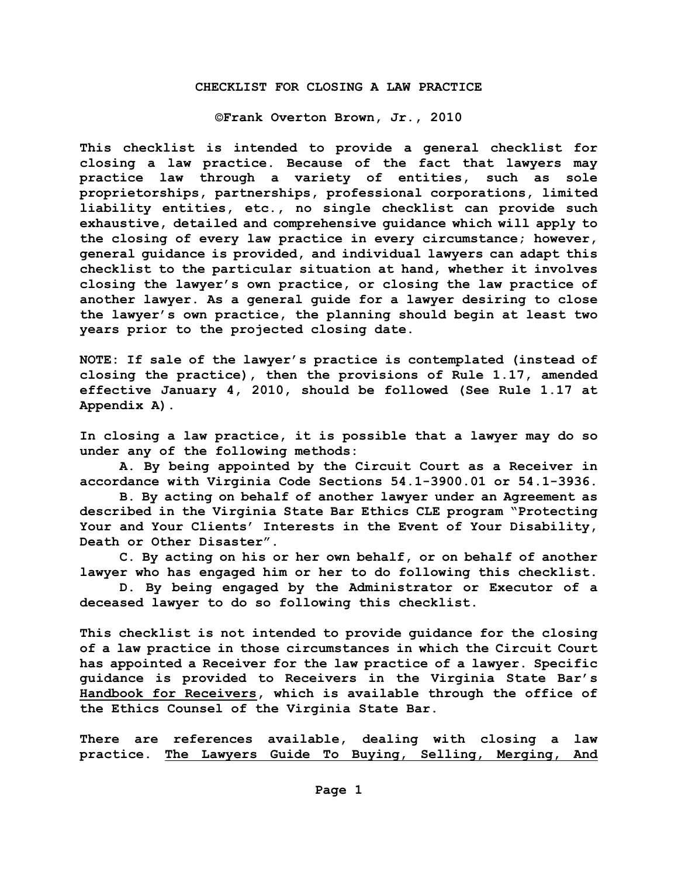# CHECKLIST FOR CLOSING A LAW PRACTICE

**©Frank Overton Brown, Jr., 2010**

**This checklist is intended to provide a general checklist for closing a law practice. Because of the fact that lawyers may practice law through a variety of entities, such as sole proprietorships, partnerships, professional corporations, limited liability entities, etc., no single checklist can provide such exhaustive, detailed and comprehensive guidance which will apply to the closing of every law practice in every circumstance; however, general guidance is provided, and individual lawyers can adapt this checklist to the particular situation at hand, whether it involves closing the lawyer's own practice, or closing the law practice of another lawyer. As a general guide for a lawyer desiring to close the lawyer's own practice, the planning should begin at least two years prior to the projected closing date.**

**NOTE: If sale of the lawyer's practice is contemplated (instead of closing the practice), then the provisions of Rule 1.17, amended effective January 4, 2010, should be followed (See Rule 1.17 at Appendix A).**

**In closing a law practice, it is possible that a lawyer may do so under any of the following methods:**

**A. By being appointed by the Circuit Court as a Receiver in accordance with Virginia Code Sections 54.1-3900.01 or 54.1-3936.**

**B. By acting on behalf of another lawyer under an Agreement as described in the Virginia State Bar Ethics CLE program "Protecting Your and Your Clients' Interests in the Event of Your Disability, Death or Other Disaster".**

**C. By acting on his or her own behalf, or on behalf of another lawyer who has engaged him or her to do following this checklist.**

**D. By being engaged by the Administrator or Executor of a deceased lawyer to do so following this checklist.**

**This checklist is not intended to provide guidance for the closing of a law practice in those circumstances in which the Circuit Court has appointed a Receiver for the law practice of a lawyer. Specific guidance is provided to Receivers in the Virginia State Bar's <u>Handbook for Receivers</u>, which is available through the office of the Ethics Counsel of the Virginia State Bar.**

**There are references available, dealing with closing a law practice. <u>The Lawyers Guide To Buying, Selling, Merging, And</u>**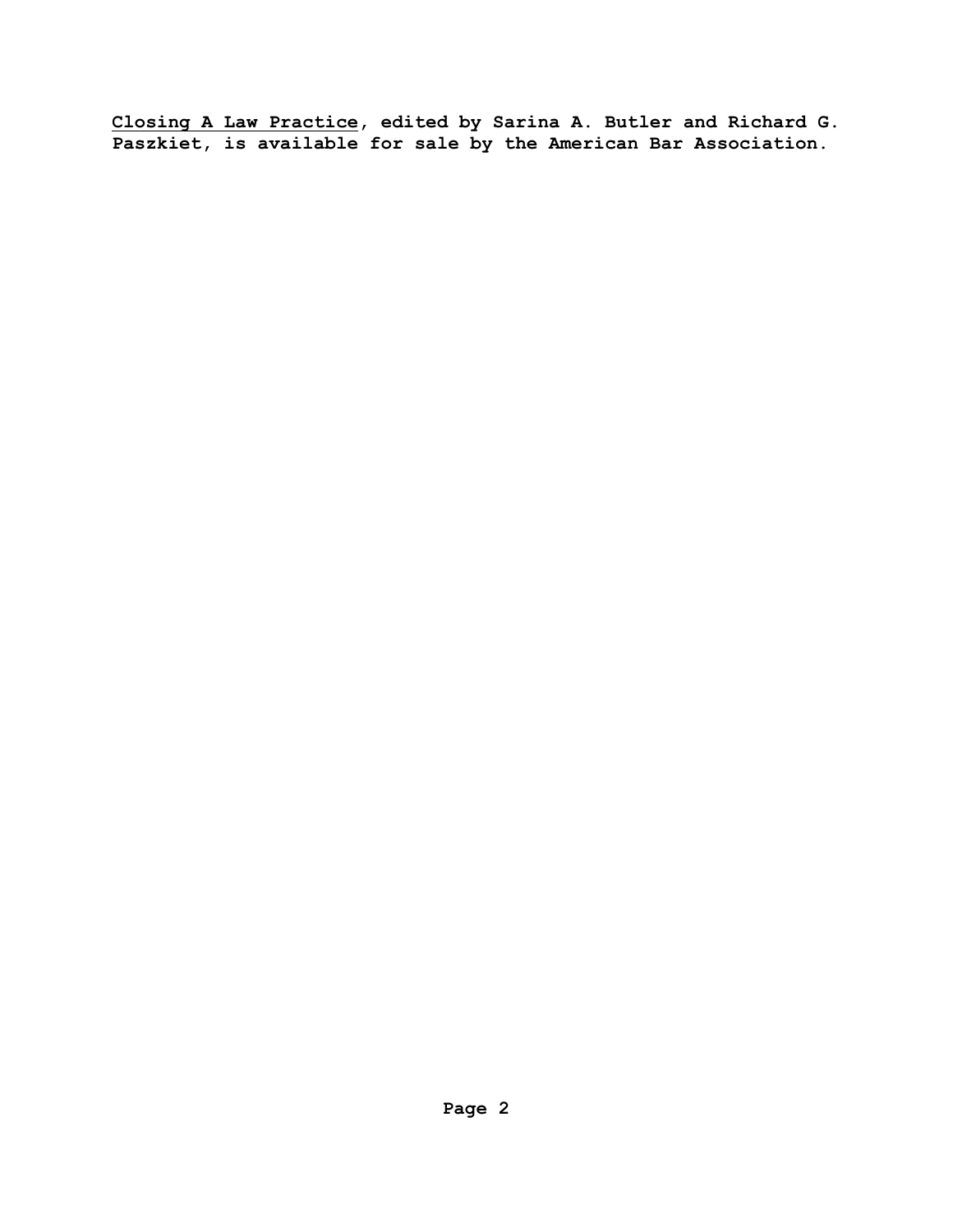**<u>Closing A Law Practice</u>, edited by Sarina A. Butler and Richard G. Paszkiet, is available for sale by the American Bar Association.**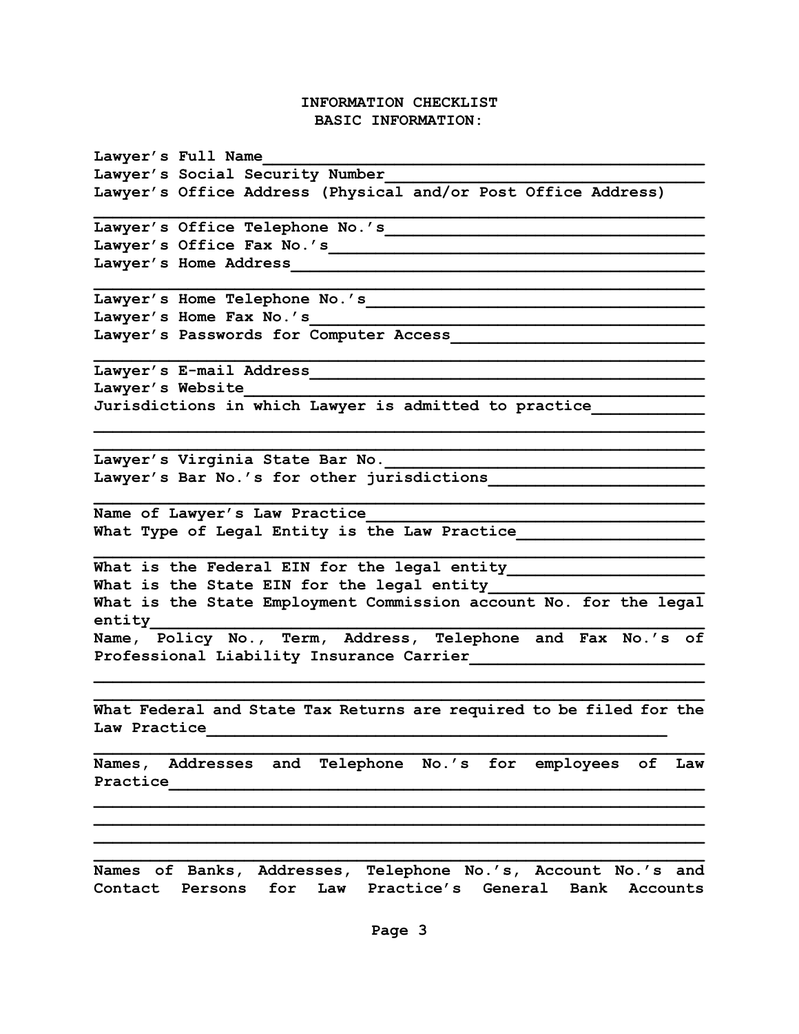**INFORMATION CHECKLIST**
**BASIC INFORMATION:**

**Lawyer's Full Name**\_\_\_\_\_\_\_\_\_\_\_\_\_\_\_\_\_\_\_\_\_\_\_\_\_\_\_\_\_\_\_\_\_\_\_\_\_\_\_\_
**Lawyer's Social Security Number**\_\_\_\_\_\_\_\_\_\_\_\_\_\_\_\_\_\_\_\_\_\_\_\_\_\_\_\_\_\_\_\_
**Lawyer's Office Address (Physical and/or Post Office Address)**
\_\_\_\_\_\_\_\_\_\_\_\_\_\_\_\_\_\_\_\_\_\_\_\_\_\_\_\_\_\_\_\_\_\_\_\_\_\_\_\_\_\_\_\_\_\_\_\_\_\_\_\_\_\_\_\_\_\_\_\_\_\_
**Lawyer's Office Telephone No.'s**\_\_\_\_\_\_\_\_\_\_\_\_\_\_\_\_\_\_\_\_\_\_\_\_\_\_\_\_\_\_\_\_
**Lawyer's Office Fax No.'s**\_\_\_\_\_\_\_\_\_\_\_\_\_\_\_\_\_\_\_\_\_\_\_\_\_\_\_\_\_\_\_\_\_\_\_\_\_\_
**Lawyer's Home Address**\_\_\_\_\_\_\_\_\_\_\_\_\_\_\_\_\_\_\_\_\_\_\_\_\_\_\_\_\_\_\_\_\_\_\_\_\_\_\_\_\_
\_\_\_\_\_\_\_\_\_\_\_\_\_\_\_\_\_\_\_\_\_\_\_\_\_\_\_\_\_\_\_\_\_\_\_\_\_\_\_\_\_\_\_\_\_\_\_\_\_\_\_\_\_\_\_\_\_\_\_\_\_\_
**Lawyer's Home Telephone No.'s**\_\_\_\_\_\_\_\_\_\_\_\_\_\_\_\_\_\_\_\_\_\_\_\_\_\_\_\_\_\_\_\_\_
**Lawyer's Home Fax No.'s**\_\_\_\_\_\_\_\_\_\_\_\_\_\_\_\_\_\_\_\_\_\_\_\_\_\_\_\_\_\_\_\_\_\_\_\_\_\_\_
**Lawyer's Passwords for Computer Access**\_\_\_\_\_\_\_\_\_\_\_\_\_\_\_\_\_\_\_\_\_\_\_\_\_\_
\_\_\_\_\_\_\_\_\_\_\_\_\_\_\_\_\_\_\_\_\_\_\_\_\_\_\_\_\_\_\_\_\_\_\_\_\_\_\_\_\_\_\_\_\_\_\_\_\_\_\_\_\_\_\_\_\_\_\_\_\_\_
**Lawyer's E-mail Address**\_\_\_\_\_\_\_\_\_\_\_\_\_\_\_\_\_\_\_\_\_\_\_\_\_\_\_\_\_\_\_\_\_\_\_\_\_\_\_\_
**Lawyer's Website**\_\_\_\_\_\_\_\_\_\_\_\_\_\_\_\_\_\_\_\_\_\_\_\_\_\_\_\_\_\_\_\_\_\_\_\_\_\_\_\_\_\_\_\_\_\_
**Jurisdictions in which Lawyer is admitted to practice**\_\_\_\_\_\_\_\_\_\_\_
\_\_\_\_\_\_\_\_\_\_\_\_\_\_\_\_\_\_\_\_\_\_\_\_\_\_\_\_\_\_\_\_\_\_\_\_\_\_\_\_\_\_\_\_\_\_\_\_\_\_\_\_\_\_\_\_\_\_\_\_\_\_
\_\_\_\_\_\_\_\_\_\_\_\_\_\_\_\_\_\_\_\_\_\_\_\_\_\_\_\_\_\_\_\_\_\_\_\_\_\_\_\_\_\_\_\_\_\_\_\_\_\_\_\_\_\_\_\_\_\_\_\_\_\_
**Lawyer's Virginia State Bar No.**\_\_\_\_\_\_\_\_\_\_\_\_\_\_\_\_\_\_\_\_\_\_\_\_\_\_\_\_\_\_\_\_
**Lawyer's Bar No.'s for other jurisdictions**\_\_\_\_\_\_\_\_\_\_\_\_\_\_\_\_\_\_\_\_\_\_
\_\_\_\_\_\_\_\_\_\_\_\_\_\_\_\_\_\_\_\_\_\_\_\_\_\_\_\_\_\_\_\_\_\_\_\_\_\_\_\_\_\_\_\_\_\_\_\_\_\_\_\_\_\_\_\_\_\_\_\_\_\_
**Name of Lawyer's Law Practice**\_\_\_\_\_\_\_\_\_\_\_\_\_\_\_\_\_\_\_\_\_\_\_\_\_\_\_\_\_\_\_\_\_\_
**What Type of Legal Entity is the Law Practice**\_\_\_\_\_\_\_\_\_\_\_\_\_\_\_\_\_\_\_
\_\_\_\_\_\_\_\_\_\_\_\_\_\_\_\_\_\_\_\_\_\_\_\_\_\_\_\_\_\_\_\_\_\_\_\_\_\_\_\_\_\_\_\_\_\_\_\_\_\_\_\_\_\_\_\_\_\_\_\_\_\_
**What is the Federal EIN for the legal entity**\_\_\_\_\_\_\_\_\_\_\_\_\_\_\_\_\_\_\_\_
**What is the State EIN for the legal entity**\_\_\_\_\_\_\_\_\_\_\_\_\_\_\_\_\_\_\_\_\_\_
**What is the State Employment Commission account No. for the legal entity**\_\_\_\_\_\_\_\_\_\_\_\_\_\_\_\_\_\_\_\_\_\_\_\_\_\_\_\_\_\_\_\_\_\_\_\_\_\_\_\_\_\_\_\_\_\_\_\_\_\_\_\_\_\_\_\_\_\_\_
**Name, Policy No., Term, Address, Telephone and Fax No.'s of Professional Liability Insurance Carrier**\_\_\_\_\_\_\_\_\_\_\_\_\_\_\_\_\_\_\_\_\_\_\_\_\_
\_\_\_\_\_\_\_\_\_\_\_\_\_\_\_\_\_\_\_\_\_\_\_\_\_\_\_\_\_\_\_\_\_\_\_\_\_\_\_\_\_\_\_\_\_\_\_\_\_\_\_\_\_\_\_\_\_\_\_\_\_\_
\_\_\_\_\_\_\_\_\_\_\_\_\_\_\_\_\_\_\_\_\_\_\_\_\_\_\_\_\_\_\_\_\_\_\_\_\_\_\_\_\_\_\_\_\_\_\_\_\_\_\_\_\_\_\_\_\_\_\_\_\_\_
**What Federal and State Tax Returns are required to be filed for the Law Practice**\_\_\_\_\_\_\_\_\_\_\_\_\_\_\_\_\_\_\_\_\_\_\_\_\_\_\_\_\_\_\_\_\_\_\_\_\_\_\_\_\_\_\_\_\_\_\_\_\_\_\_
\_\_\_\_\_\_\_\_\_\_\_\_\_\_\_\_\_\_\_\_\_\_\_\_\_\_\_\_\_\_\_\_\_\_\_\_\_\_\_\_\_\_\_\_\_\_\_\_\_\_\_\_\_\_\_\_\_\_\_\_\_\_
**Names, Addresses and Telephone No.'s for employees of Law Practice**\_\_\_\_\_\_\_\_\_\_\_\_\_\_\_\_\_\_\_\_\_\_\_\_\_\_\_\_\_\_\_\_\_\_\_\_\_\_\_\_\_\_\_\_\_\_\_\_\_\_\_\_\_\_\_\_\_\_
\_\_\_\_\_\_\_\_\_\_\_\_\_\_\_\_\_\_\_\_\_\_\_\_\_\_\_\_\_\_\_\_\_\_\_\_\_\_\_\_\_\_\_\_\_\_\_\_\_\_\_\_\_\_\_\_\_\_\_\_\_\_
\_\_\_\_\_\_\_\_\_\_\_\_\_\_\_\_\_\_\_\_\_\_\_\_\_\_\_\_\_\_\_\_\_\_\_\_\_\_\_\_\_\_\_\_\_\_\_\_\_\_\_\_\_\_\_\_\_\_\_\_\_\_
\_\_\_\_\_\_\_\_\_\_\_\_\_\_\_\_\_\_\_\_\_\_\_\_\_\_\_\_\_\_\_\_\_\_\_\_\_\_\_\_\_\_\_\_\_\_\_\_\_\_\_\_\_\_\_\_\_\_\_\_\_\_
\_\_\_\_\_\_\_\_\_\_\_\_\_\_\_\_\_\_\_\_\_\_\_\_\_\_\_\_\_\_\_\_\_\_\_\_\_\_\_\_\_\_\_\_\_\_\_\_\_\_\_\_\_\_\_\_\_\_\_\_\_\_
**Names of Banks, Addresses, Telephone No.'s, Account No.'s and Contact Persons for Law Practice's General Bank Accounts**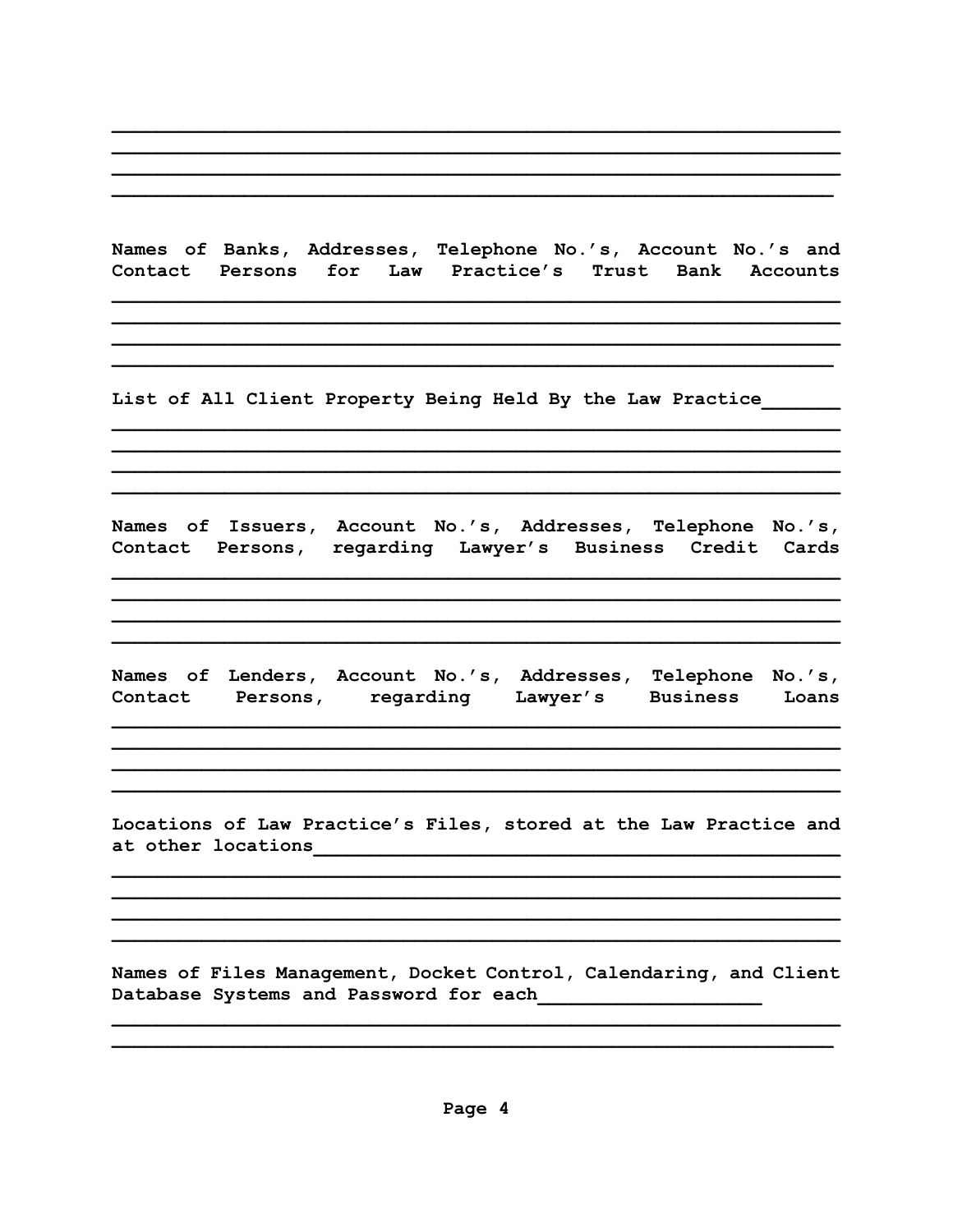______________________________________________________________
______________________________________________________________
______________________________________________________________
_____________________________________________________________

**Names of Banks, Addresses, Telephone No.'s, Account No.'s and Contact Persons for Law Practice's Trust Bank Accounts**
______________________________________________________________
______________________________________________________________
______________________________________________________________
_____________________________________________________________

**List of All Client Property Being Held By the Law Practice**_______
______________________________________________________________
______________________________________________________________
______________________________________________________________
______________________________________________________________

**Names of Issuers, Account No.'s, Addresses, Telephone No.'s, Contact Persons, regarding Lawyer's Business Credit Cards**
______________________________________________________________
______________________________________________________________
______________________________________________________________
______________________________________________________________

**Names of Lenders, Account No.'s, Addresses, Telephone No.'s, Contact Persons, regarding Lawyer's Business Loans**
______________________________________________________________
______________________________________________________________
______________________________________________________________
______________________________________________________________

**Locations of Law Practice's Files, stored at the Law Practice and at other locations**__________________________________________________
______________________________________________________________
______________________________________________________________
______________________________________________________________
______________________________________________________________

**Names of Files Management, Docket Control, Calendaring, and Client Database Systems and Password for each**____________________
______________________________________________________________
_____________________________________________________________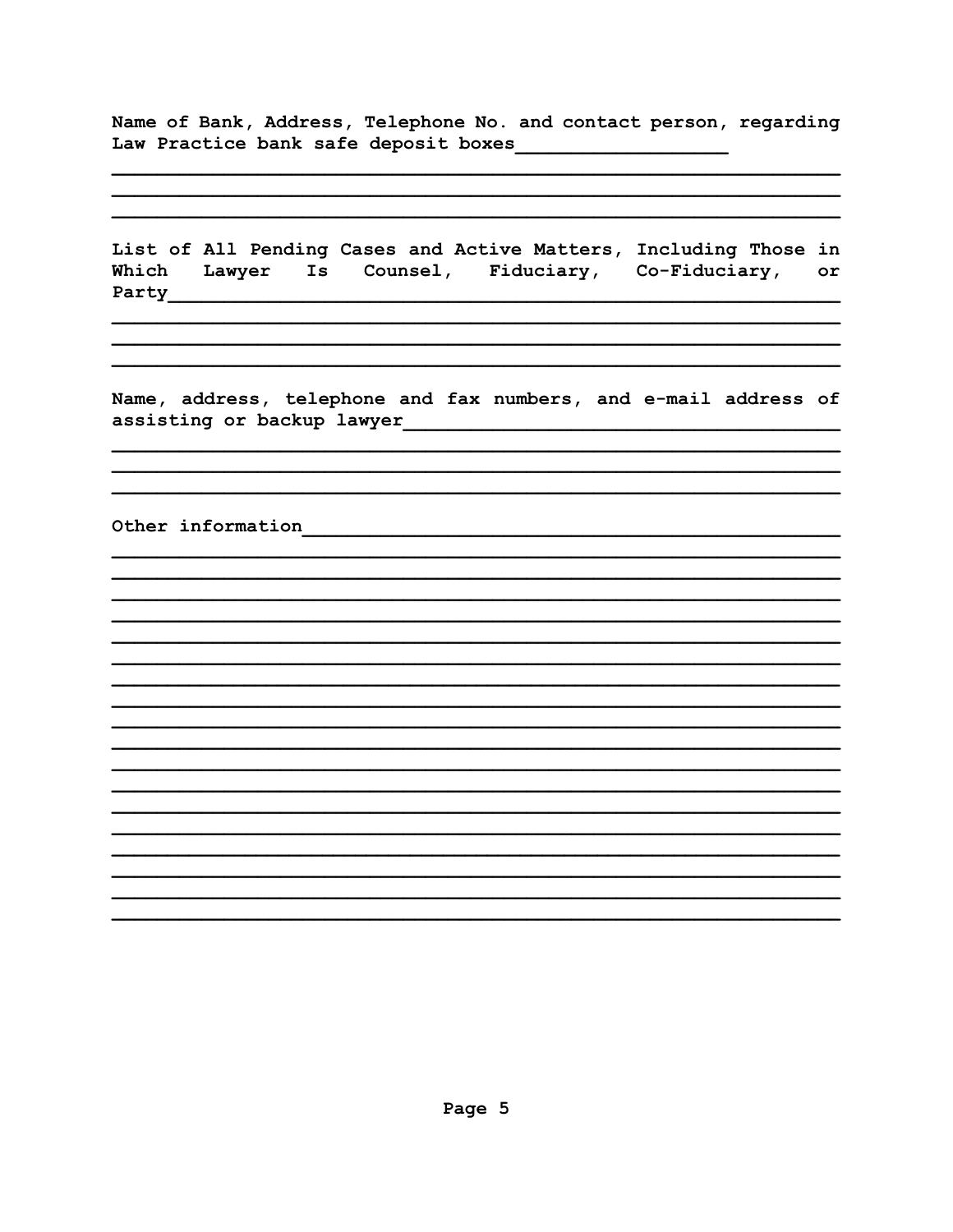**Name of Bank, Address, Telephone No. and contact person, regarding Law Practice bank safe deposit boxes__________________**

______________________________________________________________

______________________________________________________________

______________________________________________________________

**List of All Pending Cases and Active Matters, Including Those in Which Lawyer Is Counsel, Fiduciary, Co-Fiduciary, or Party________________________________________________________**

______________________________________________________________

______________________________________________________________

______________________________________________________________

**Name, address, telephone and fax numbers, and e-mail address of assisting or backup lawyer__________________________________**

______________________________________________________________

______________________________________________________________

______________________________________________________________

**Other information__________________________________________**

______________________________________________________________

______________________________________________________________

______________________________________________________________

______________________________________________________________

______________________________________________________________

______________________________________________________________

______________________________________________________________

______________________________________________________________

______________________________________________________________

______________________________________________________________

______________________________________________________________

______________________________________________________________

______________________________________________________________

______________________________________________________________

______________________________________________________________

______________________________________________________________

______________________________________________________________

______________________________________________________________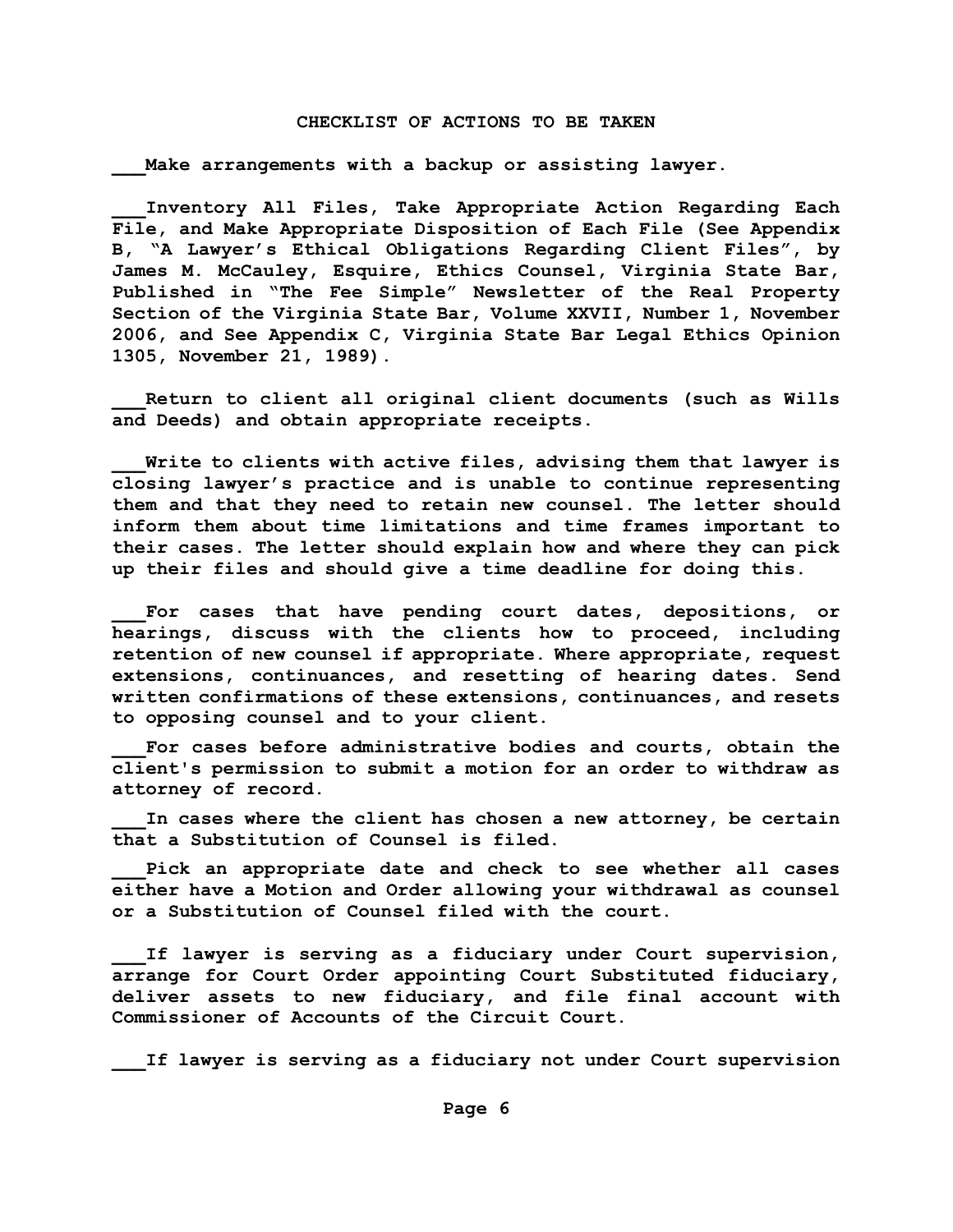## CHECKLIST OF ACTIONS TO BE TAKEN

**___Make arrangements with a backup or assisting lawyer.**

**___Inventory All Files, Take Appropriate Action Regarding Each File, and Make Appropriate Disposition of Each File (See Appendix B, "A Lawyer's Ethical Obligations Regarding Client Files", by James M. McCauley, Esquire, Ethics Counsel, Virginia State Bar, Published in "The Fee Simple" Newsletter of the Real Property Section of the Virginia State Bar, Volume XXVII, Number 1, November 2006, and See Appendix C, Virginia State Bar Legal Ethics Opinion 1305, November 21, 1989).**

**___Return to client all original client documents (such as Wills and Deeds) and obtain appropriate receipts.**

**___Write to clients with active files, advising them that lawyer is closing lawyer's practice and is unable to continue representing them and that they need to retain new counsel. The letter should inform them about time limitations and time frames important to their cases. The letter should explain how and where they can pick up their files and should give a time deadline for doing this.**

**___For cases that have pending court dates, depositions, or hearings, discuss with the clients how to proceed, including retention of new counsel if appropriate. Where appropriate, request extensions, continuances, and resetting of hearing dates. Send written confirmations of these extensions, continuances, and resets to opposing counsel and to your client.**

**___For cases before administrative bodies and courts, obtain the client's permission to submit a motion for an order to withdraw as attorney of record.**

**___In cases where the client has chosen a new attorney, be certain that a Substitution of Counsel is filed.**

**___Pick an appropriate date and check to see whether all cases either have a Motion and Order allowing your withdrawal as counsel or a Substitution of Counsel filed with the court.**

**___If lawyer is serving as a fiduciary under Court supervision, arrange for Court Order appointing Court Substituted fiduciary, deliver assets to new fiduciary, and file final account with Commissioner of Accounts of the Circuit Court.**

**___If lawyer is serving as a fiduciary not under Court supervision**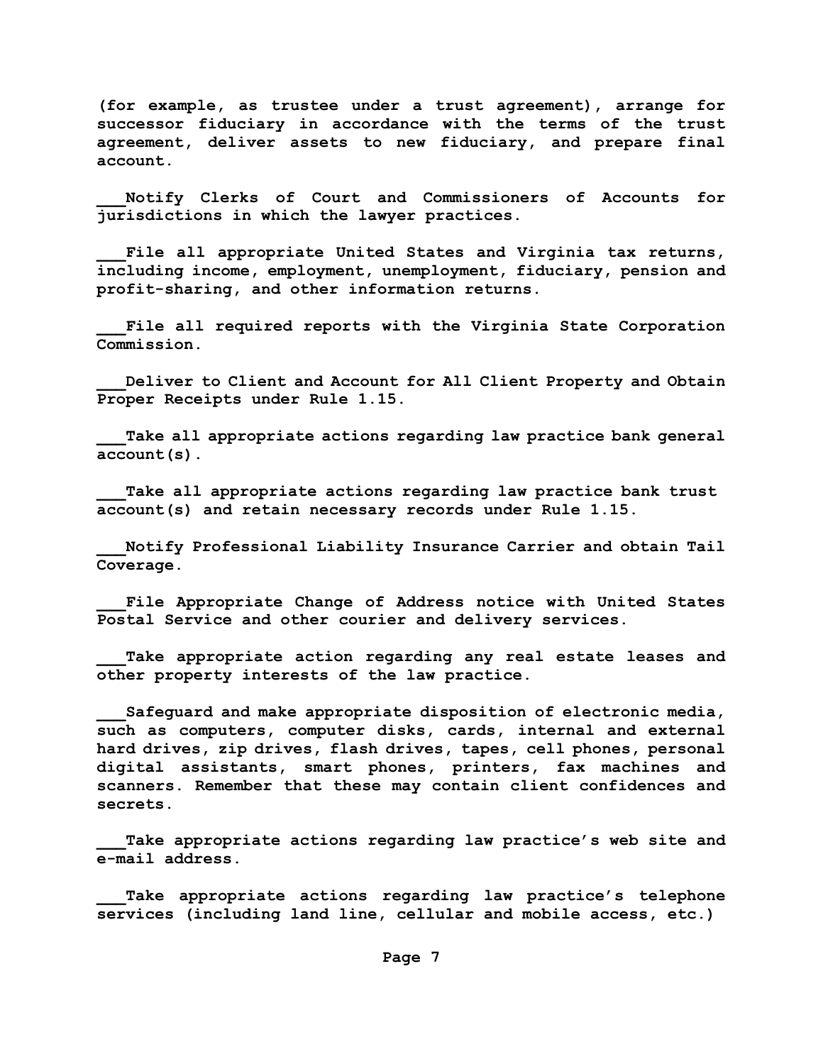**(for example, as trustee under a trust agreement), arrange for successor fiduciary in accordance with the terms of the trust agreement, deliver assets to new fiduciary, and prepare final account.**

**___Notify Clerks of Court and Commissioners of Accounts for jurisdictions in which the lawyer practices.**

**___File all appropriate United States and Virginia tax returns, including income, employment, unemployment, fiduciary, pension and profit-sharing, and other information returns.**

**___File all required reports with the Virginia State Corporation Commission.**

**___Deliver to Client and Account for All Client Property and Obtain Proper Receipts under Rule 1.15.**

**___Take all appropriate actions regarding law practice bank general account(s).**

**___Take all appropriate actions regarding law practice bank trust account(s) and retain necessary records under Rule 1.15.**

**___Notify Professional Liability Insurance Carrier and obtain Tail Coverage.**

**___File Appropriate Change of Address notice with United States Postal Service and other courier and delivery services.**

**___Take appropriate action regarding any real estate leases and other property interests of the law practice.**

**___Safeguard and make appropriate disposition of electronic media, such as computers, computer disks, cards, internal and external hard drives, zip drives, flash drives, tapes, cell phones, personal digital assistants, smart phones, printers, fax machines and scanners. Remember that these may contain client confidences and secrets.**

**___Take appropriate actions regarding law practice's web site and e-mail address.**

**___Take appropriate actions regarding law practice's telephone services (including land line, cellular and mobile access, etc.)**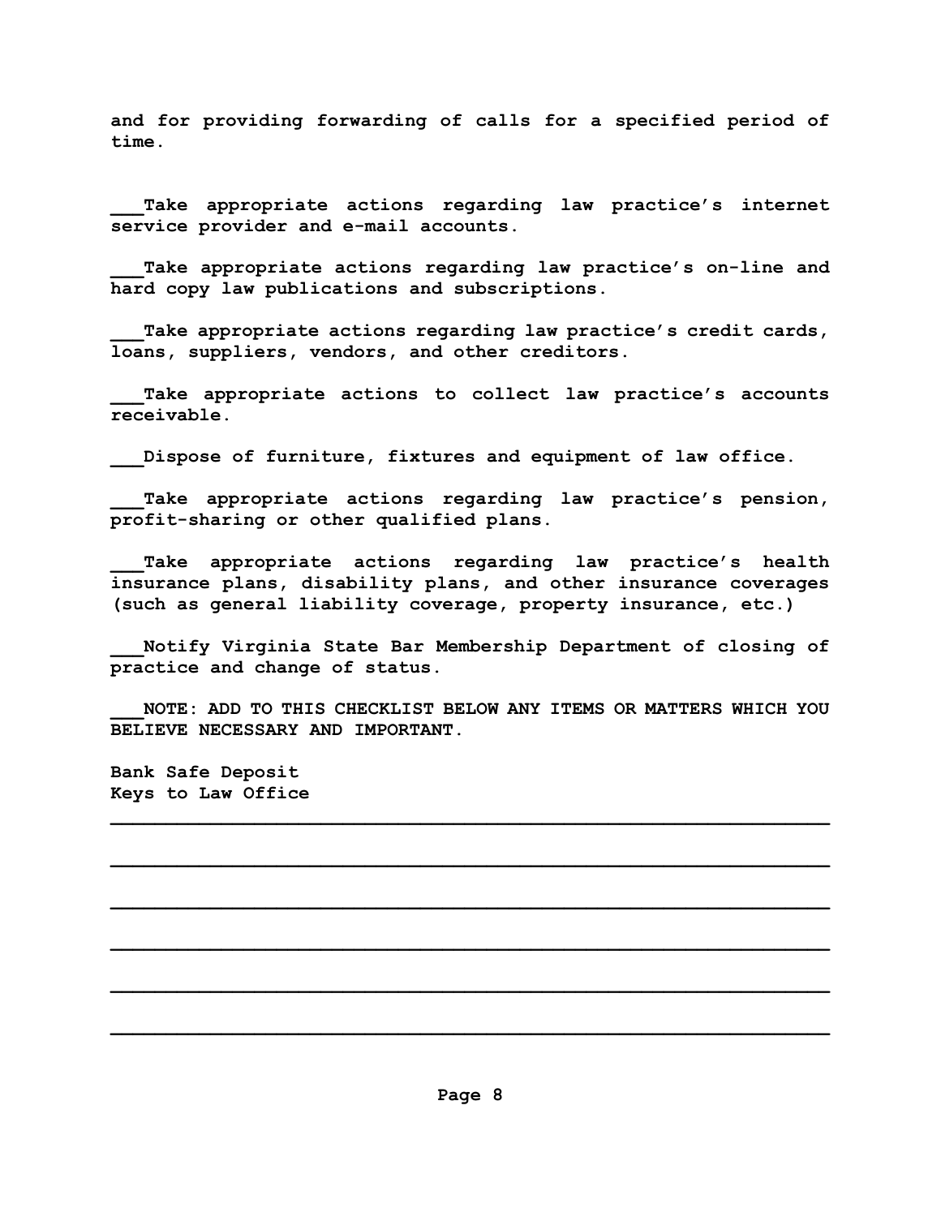**and for providing forwarding of calls for a specified period of time.**

**___Take appropriate actions regarding law practice's internet service provider and e-mail accounts.**

**___Take appropriate actions regarding law practice's on-line and hard copy law publications and subscriptions.**

**___Take appropriate actions regarding law practice's credit cards, loans, suppliers, vendors, and other creditors.**

**___Take appropriate actions to collect law practice's accounts receivable.**

**___Dispose of furniture, fixtures and equipment of law office.**

**___Take appropriate actions regarding law practice's pension, profit-sharing or other qualified plans.**

**___Take appropriate actions regarding law practice's health insurance plans, disability plans, and other insurance coverages (such as general liability coverage, property insurance, etc.)**

**___Notify Virginia State Bar Membership Department of closing of practice and change of status.**

**___NOTE: ADD TO THIS CHECKLIST BELOW ANY ITEMS OR MATTERS WHICH YOU BELIEVE NECESSARY AND IMPORTANT.**

**Bank Safe Deposit**
**Keys to Law Office**

______________________________________________________________

______________________________________________________________

______________________________________________________________

______________________________________________________________

______________________________________________________________

______________________________________________________________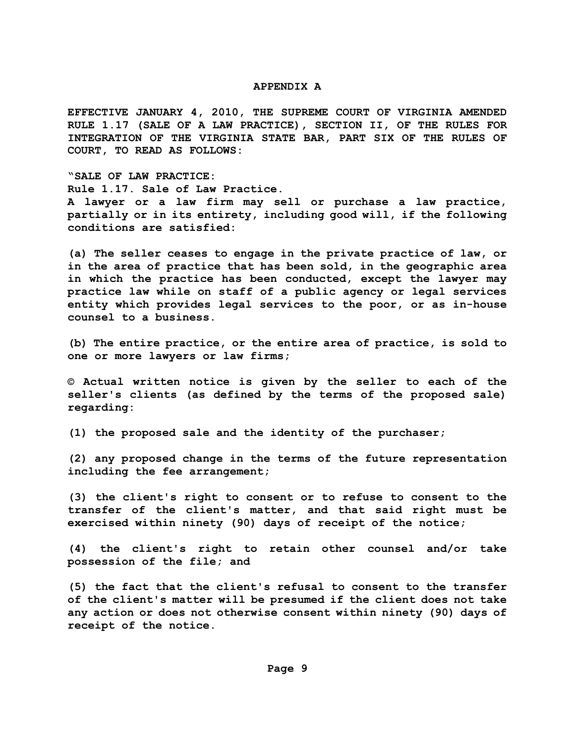## APPENDIX A

**EFFECTIVE JANUARY 4, 2010, THE SUPREME COURT OF VIRGINIA AMENDED RULE 1.17 (SALE OF A LAW PRACTICE), SECTION II, OF THE RULES FOR INTEGRATION OF THE VIRGINIA STATE BAR, PART SIX OF THE RULES OF COURT, TO READ AS FOLLOWS:**

**"SALE OF LAW PRACTICE:**
**Rule 1.17. Sale of Law Practice.**
**A lawyer or a law firm may sell or purchase a law practice, partially or in its entirety, including good will, if the following conditions are satisfied:**

**(a) The seller ceases to engage in the private practice of law, or in the area of practice that has been sold, in the geographic area in which the practice has been conducted, except the lawyer may practice law while on staff of a public agency or legal services entity which provides legal services to the poor, or as in-house counsel to a business.**

**(b) The entire practice, or the entire area of practice, is sold to one or more lawyers or law firms;**

**© Actual written notice is given by the seller to each of the seller's clients (as defined by the terms of the proposed sale) regarding:**

**(1) the proposed sale and the identity of the purchaser;**

**(2) any proposed change in the terms of the future representation including the fee arrangement;**

**(3) the client's right to consent or to refuse to consent to the transfer of the client's matter, and that said right must be exercised within ninety (90) days of receipt of the notice;**

**(4) the client's right to retain other counsel and/or take possession of the file; and**

**(5) the fact that the client's refusal to consent to the transfer of the client's matter will be presumed if the client does not take any action or does not otherwise consent within ninety (90) days of receipt of the notice.**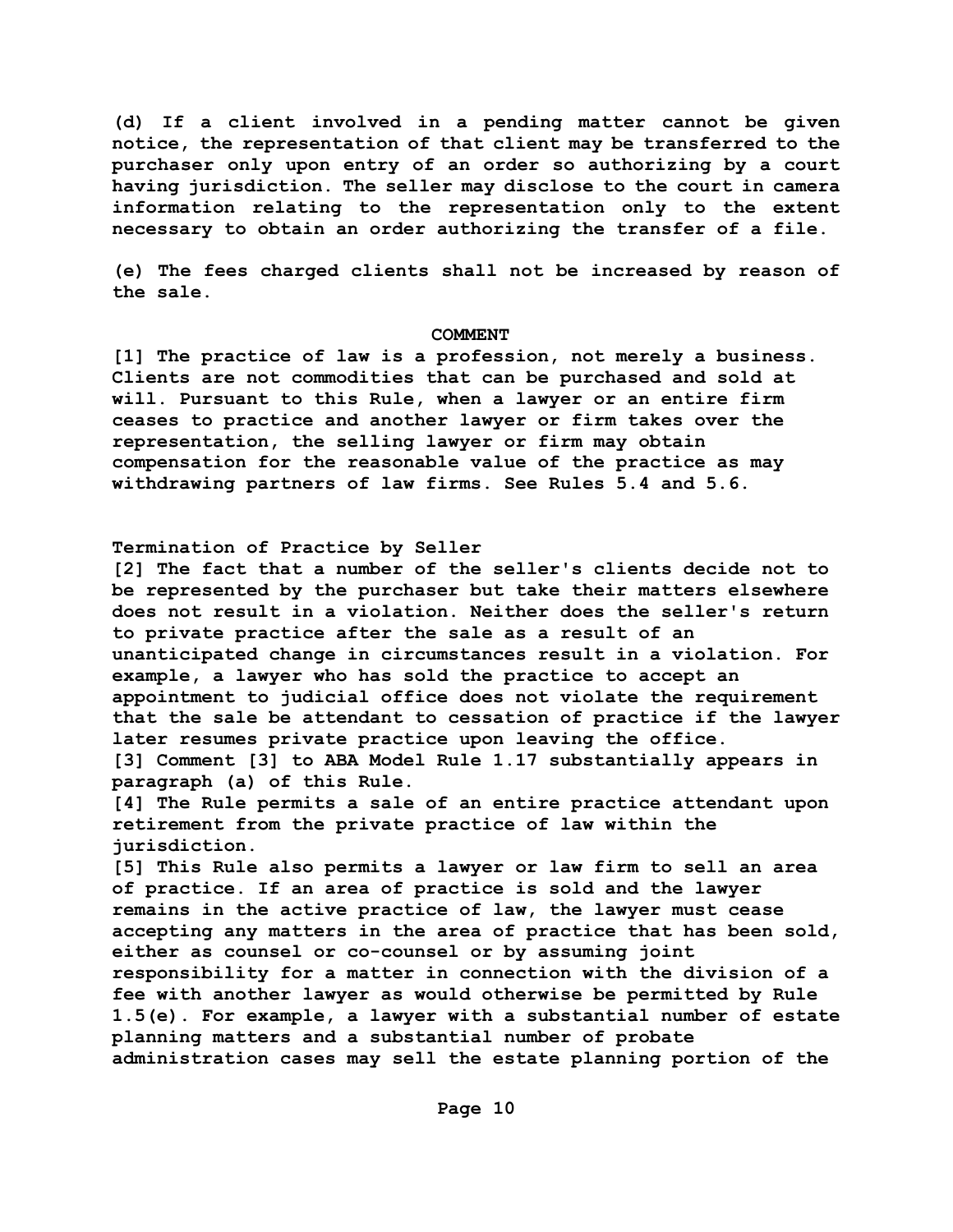**(d) If a client involved in a pending matter cannot be given notice, the representation of that client may be transferred to the purchaser only upon entry of an order so authorizing by a court having jurisdiction. The seller may disclose to the court in camera information relating to the representation only to the extent necessary to obtain an order authorizing the transfer of a file.**

**(e) The fees charged clients shall not be increased by reason of the sale.**

**COMMENT**

**[1] The practice of law is a profession, not merely a business. Clients are not commodities that can be purchased and sold at will. Pursuant to this Rule, when a lawyer or an entire firm ceases to practice and another lawyer or firm takes over the representation, the selling lawyer or firm may obtain compensation for the reasonable value of the practice as may withdrawing partners of law firms. See Rules 5.4 and 5.6.**

**Termination of Practice by Seller**

**[2] The fact that a number of the seller's clients decide not to be represented by the purchaser but take their matters elsewhere does not result in a violation. Neither does the seller's return to private practice after the sale as a result of an unanticipated change in circumstances result in a violation. For example, a lawyer who has sold the practice to accept an appointment to judicial office does not violate the requirement that the sale be attendant to cessation of practice if the lawyer later resumes private practice upon leaving the office.**

**[3] Comment [3] to ABA Model Rule 1.17 substantially appears in paragraph (a) of this Rule.**

**[4] The Rule permits a sale of an entire practice attendant upon retirement from the private practice of law within the jurisdiction.**

**[5] This Rule also permits a lawyer or law firm to sell an area of practice. If an area of practice is sold and the lawyer remains in the active practice of law, the lawyer must cease accepting any matters in the area of practice that has been sold, either as counsel or co-counsel or by assuming joint responsibility for a matter in connection with the division of a fee with another lawyer as would otherwise be permitted by Rule 1.5(e). For example, a lawyer with a substantial number of estate planning matters and a substantial number of probate administration cases may sell the estate planning portion of the**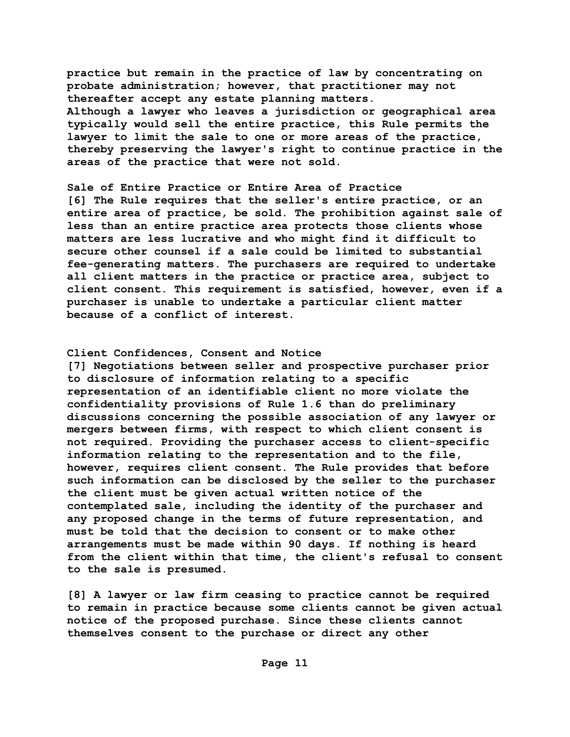practice but remain in the practice of law by concentrating on probate administration; however, that practitioner may not thereafter accept any estate planning matters.
Although a lawyer who leaves a jurisdiction or geographical area typically would sell the entire practice, this Rule permits the lawyer to limit the sale to one or more areas of the practice, thereby preserving the lawyer's right to continue practice in the areas of the practice that were not sold.

**Sale of Entire Practice or Entire Area of Practice**

[6] The Rule requires that the seller's entire practice, or an entire area of practice, be sold. The prohibition against sale of less than an entire practice area protects those clients whose matters are less lucrative and who might find it difficult to secure other counsel if a sale could be limited to substantial fee-generating matters. The purchasers are required to undertake all client matters in the practice or practice area, subject to client consent. This requirement is satisfied, however, even if a purchaser is unable to undertake a particular client matter because of a conflict of interest.

**Client Confidences, Consent and Notice**

[7] Negotiations between seller and prospective purchaser prior to disclosure of information relating to a specific representation of an identifiable client no more violate the confidentiality provisions of Rule 1.6 than do preliminary discussions concerning the possible association of any lawyer or mergers between firms, with respect to which client consent is not required. Providing the purchaser access to client-specific information relating to the representation and to the file, however, requires client consent. The Rule provides that before such information can be disclosed by the seller to the purchaser the client must be given actual written notice of the contemplated sale, including the identity of the purchaser and any proposed change in the terms of future representation, and must be told that the decision to consent or to make other arrangements must be made within 90 days. If nothing is heard from the client within that time, the client's refusal to consent to the sale is presumed.

[8] A lawyer or law firm ceasing to practice cannot be required to remain in practice because some clients cannot be given actual notice of the proposed purchase. Since these clients cannot themselves consent to the purchase or direct any other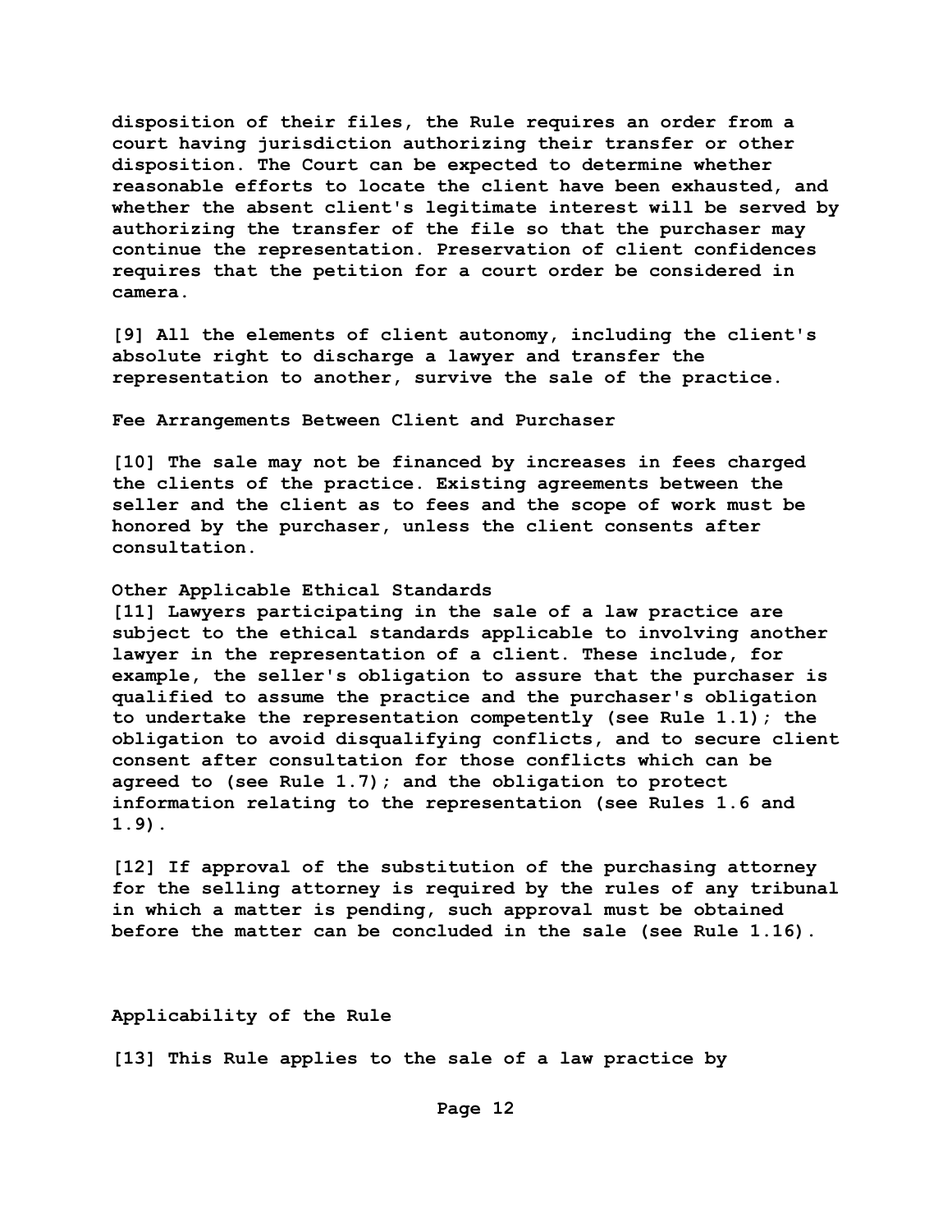disposition of their files, the Rule requires an order from a court having jurisdiction authorizing their transfer or other disposition. The Court can be expected to determine whether reasonable efforts to locate the client have been exhausted, and whether the absent client's legitimate interest will be served by authorizing the transfer of the file so that the purchaser may continue the representation. Preservation of client confidences requires that the petition for a court order be considered in camera.

[9] All the elements of client autonomy, including the client's absolute right to discharge a lawyer and transfer the representation to another, survive the sale of the practice.

**Fee Arrangements Between Client and Purchaser**

[10] The sale may not be financed by increases in fees charged the clients of the practice. Existing agreements between the seller and the client as to fees and the scope of work must be honored by the purchaser, unless the client consents after consultation.

**Other Applicable Ethical Standards**

[11] Lawyers participating in the sale of a law practice are subject to the ethical standards applicable to involving another lawyer in the representation of a client. These include, for example, the seller's obligation to assure that the purchaser is qualified to assume the practice and the purchaser's obligation to undertake the representation competently (see Rule 1.1); the obligation to avoid disqualifying conflicts, and to secure client consent after consultation for those conflicts which can be agreed to (see Rule 1.7); and the obligation to protect information relating to the representation (see Rules 1.6 and 1.9).

[12] If approval of the substitution of the purchasing attorney for the selling attorney is required by the rules of any tribunal in which a matter is pending, such approval must be obtained before the matter can be concluded in the sale (see Rule 1.16).

**Applicability of the Rule**

[13] This Rule applies to the sale of a law practice by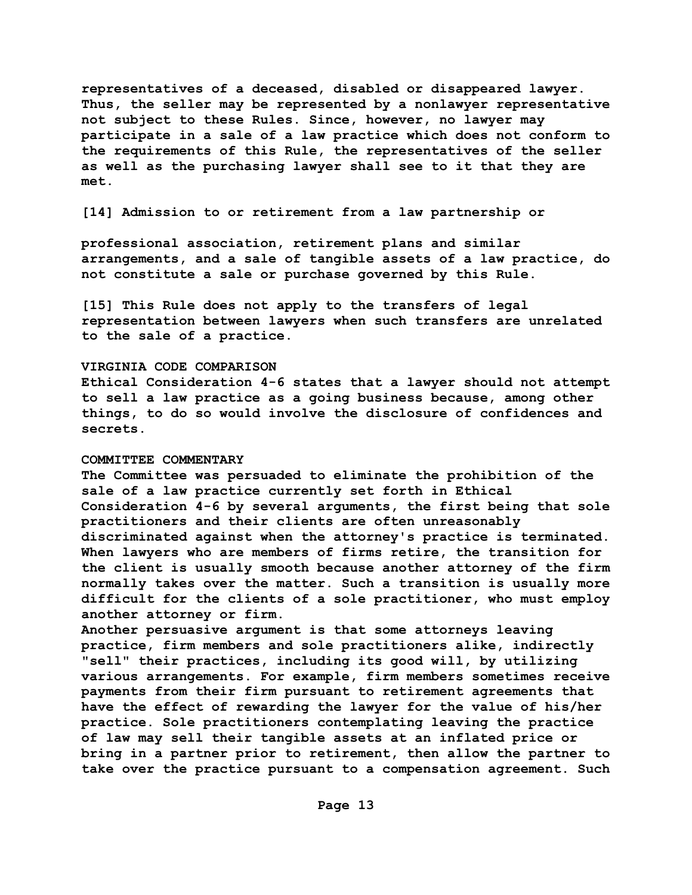**representatives of a deceased, disabled or disappeared lawyer. Thus, the seller may be represented by a nonlawyer representative not subject to these Rules. Since, however, no lawyer may participate in a sale of a law practice which does not conform to the requirements of this Rule, the representatives of the seller as well as the purchasing lawyer shall see to it that they are met.**

**[14] Admission to or retirement from a law partnership or professional association, retirement plans and similar arrangements, and a sale of tangible assets of a law practice, do not constitute a sale or purchase governed by this Rule.**

**[15] This Rule does not apply to the transfers of legal representation between lawyers when such transfers are unrelated to the sale of a practice.**

**VIRGINIA CODE COMPARISON**

**Ethical Consideration 4-6 states that a lawyer should not attempt to sell a law practice as a going business because, among other things, to do so would involve the disclosure of confidences and secrets.**

**COMMITTEE COMMENTARY**

**The Committee was persuaded to eliminate the prohibition of the sale of a law practice currently set forth in Ethical Consideration 4-6 by several arguments, the first being that sole practitioners and their clients are often unreasonably discriminated against when the attorney's practice is terminated. When lawyers who are members of firms retire, the transition for the client is usually smooth because another attorney of the firm normally takes over the matter. Such a transition is usually more difficult for the clients of a sole practitioner, who must employ another attorney or firm.**

**Another persuasive argument is that some attorneys leaving practice, firm members and sole practitioners alike, indirectly "sell" their practices, including its good will, by utilizing various arrangements. For example, firm members sometimes receive payments from their firm pursuant to retirement agreements that have the effect of rewarding the lawyer for the value of his/her practice. Sole practitioners contemplating leaving the practice of law may sell their tangible assets at an inflated price or bring in a partner prior to retirement, then allow the partner to take over the practice pursuant to a compensation agreement. Such**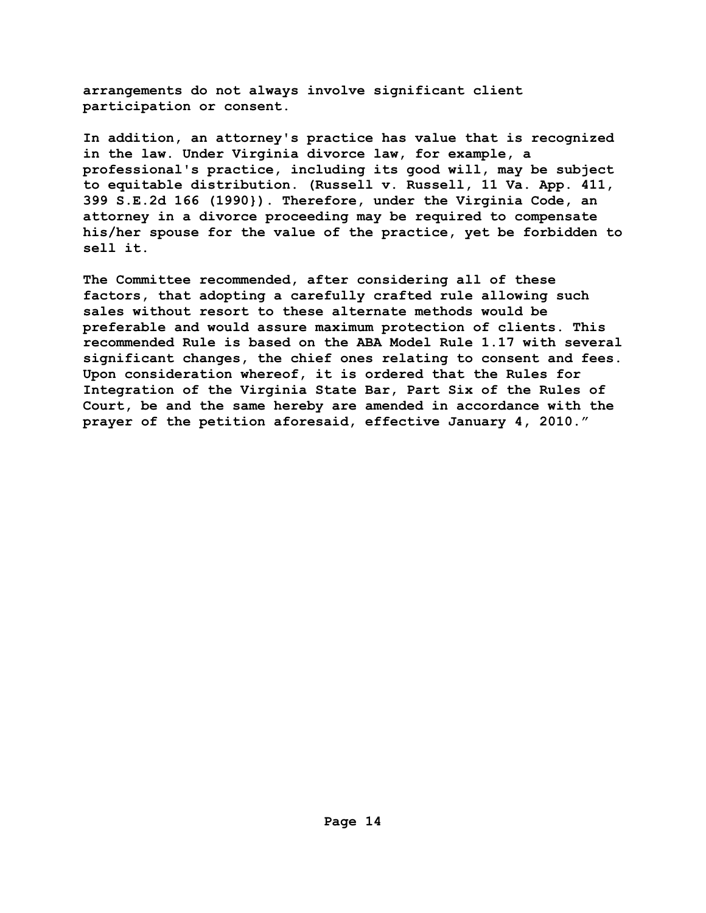arrangements do not always involve significant client participation or consent.

In addition, an attorney's practice has value that is recognized in the law. Under Virginia divorce law, for example, a professional's practice, including its good will, may be subject to equitable distribution. (Russell v. Russell, 11 Va. App. 411, 399 S.E.2d 166 (1990}). Therefore, under the Virginia Code, an attorney in a divorce proceeding may be required to compensate his/her spouse for the value of the practice, yet be forbidden to sell it.

The Committee recommended, after considering all of these factors, that adopting a carefully crafted rule allowing such sales without resort to these alternate methods would be preferable and would assure maximum protection of clients. This recommended Rule is based on the ABA Model Rule 1.17 with several significant changes, the chief ones relating to consent and fees. Upon consideration whereof, it is ordered that the Rules for Integration of the Virginia State Bar, Part Six of the Rules of Court, be and the same hereby are amended in accordance with the prayer of the petition aforesaid, effective January 4, 2010."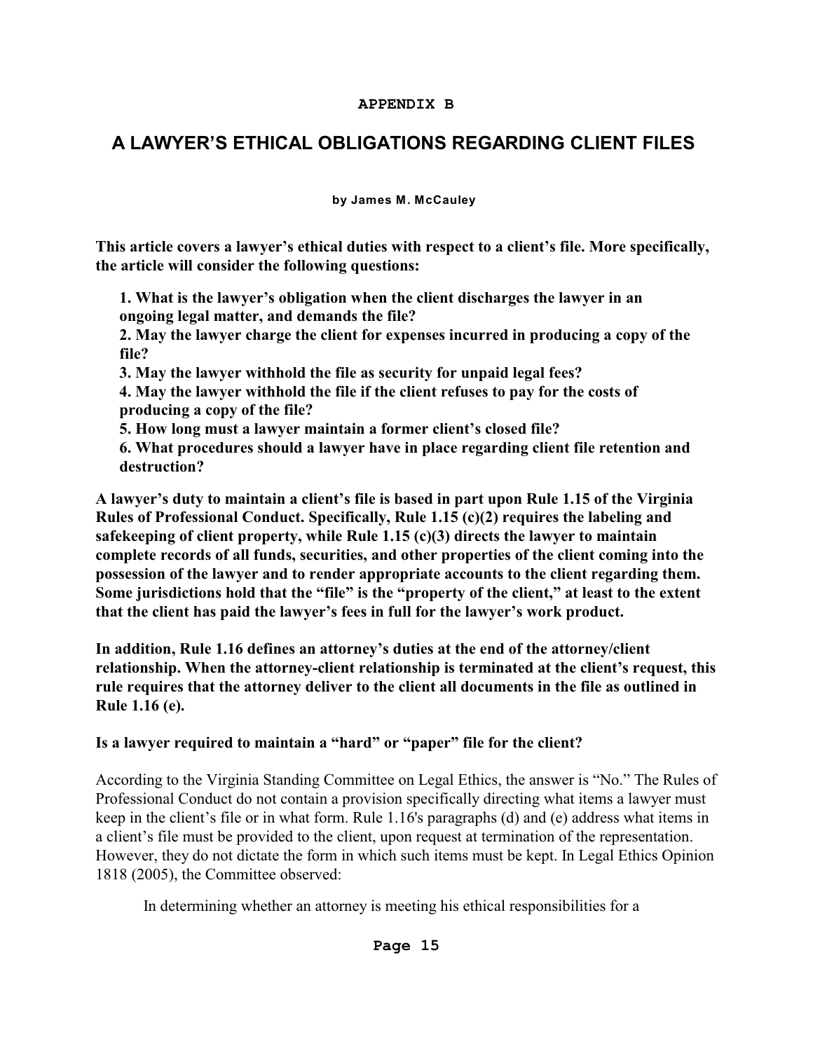**APPENDIX B**

# A LAWYER'S ETHICAL OBLIGATIONS REGARDING CLIENT FILES

**by James M. McCauley**

**This article covers a lawyer's ethical duties with respect to a client's file. More specifically, the article will consider the following questions:**

> **1. What is the lawyer's obligation when the client discharges the lawyer in an ongoing legal matter, and demands the file?**
> **2. May the lawyer charge the client for expenses incurred in producing a copy of the file?**
> **3. May the lawyer withhold the file as security for unpaid legal fees?**
> **4. May the lawyer withhold the file if the client refuses to pay for the costs of producing a copy of the file?**
> **5. How long must a lawyer maintain a former client's closed file?**
> **6. What procedures should a lawyer have in place regarding client file retention and destruction?**

**A lawyer's duty to maintain a client's file is based in part upon Rule 1.15 of the Virginia Rules of Professional Conduct. Specifically, Rule 1.15 (c)(2) requires the labeling and safekeeping of client property, while Rule 1.15 (c)(3) directs the lawyer to maintain complete records of all funds, securities, and other properties of the client coming into the possession of the lawyer and to render appropriate accounts to the client regarding them. Some jurisdictions hold that the "file" is the "property of the client," at least to the extent that the client has paid the lawyer's fees in full for the lawyer's work product.**

**In addition, Rule 1.16 defines an attorney's duties at the end of the attorney/client relationship. When the attorney-client relationship is terminated at the client's request, this rule requires that the attorney deliver to the client all documents in the file as outlined in Rule 1.16 (e).**

**Is a lawyer required to maintain a "hard" or "paper" file for the client?**

According to the Virginia Standing Committee on Legal Ethics, the answer is "No." The Rules of Professional Conduct do not contain a provision specifically directing what items a lawyer must keep in the client's file or in what form. Rule 1.16's paragraphs (d) and (e) address what items in a client's file must be provided to the client, upon request at termination of the representation. However, they do not dictate the form in which such items must be kept. In Legal Ethics Opinion 1818 (2005), the Committee observed:

> In determining whether an attorney is meeting his ethical responsibilities for a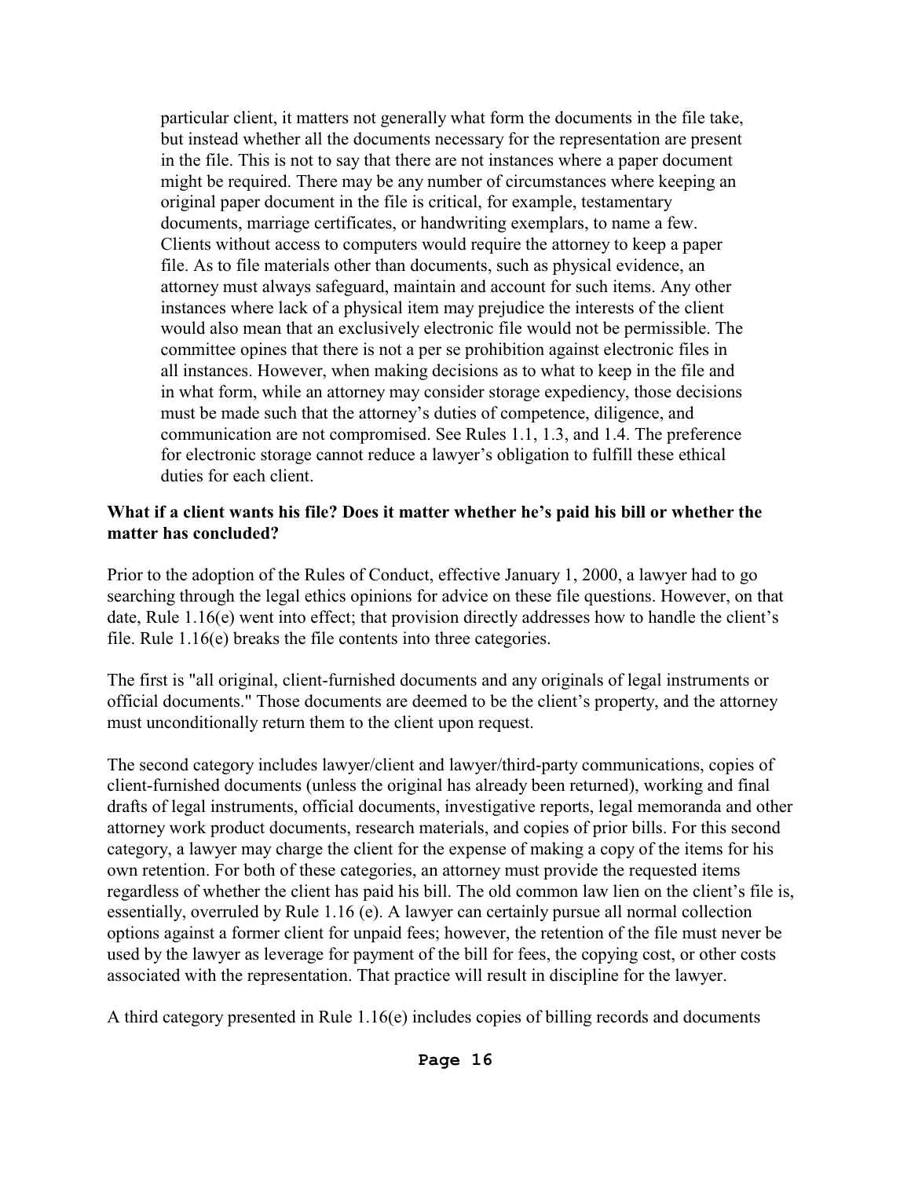> particular client, it matters not generally what form the documents in the file take, but instead whether all the documents necessary for the representation are present in the file. This is not to say that there are not instances where a paper document might be required. There may be any number of circumstances where keeping an original paper document in the file is critical, for example, testamentary documents, marriage certificates, or handwriting exemplars, to name a few. Clients without access to computers would require the attorney to keep a paper file. As to file materials other than documents, such as physical evidence, an attorney must always safeguard, maintain and account for such items. Any other instances where lack of a physical item may prejudice the interests of the client would also mean that an exclusively electronic file would not be permissible. The committee opines that there is not a per se prohibition against electronic files in all instances. However, when making decisions as to what to keep in the file and in what form, while an attorney may consider storage expediency, those decisions must be made such that the attorney's duties of competence, diligence, and communication are not compromised. See Rules 1.1, 1.3, and 1.4. The preference for electronic storage cannot reduce a lawyer's obligation to fulfill these ethical duties for each client.

**What if a client wants his file? Does it matter whether he's paid his bill or whether the matter has concluded?**

Prior to the adoption of the Rules of Conduct, effective January 1, 2000, a lawyer had to go searching through the legal ethics opinions for advice on these file questions. However, on that date, Rule 1.16(e) went into effect; that provision directly addresses how to handle the client's file. Rule 1.16(e) breaks the file contents into three categories.

The first is "all original, client-furnished documents and any originals of legal instruments or official documents." Those documents are deemed to be the client's property, and the attorney must unconditionally return them to the client upon request.

The second category includes lawyer/client and lawyer/third-party communications, copies of client-furnished documents (unless the original has already been returned), working and final drafts of legal instruments, official documents, investigative reports, legal memoranda and other attorney work product documents, research materials, and copies of prior bills. For this second category, a lawyer may charge the client for the expense of making a copy of the items for his own retention. For both of these categories, an attorney must provide the requested items regardless of whether the client has paid his bill. The old common law lien on the client's file is, essentially, overruled by Rule 1.16 (e). A lawyer can certainly pursue all normal collection options against a former client for unpaid fees; however, the retention of the file must never be used by the lawyer as leverage for payment of the bill for fees, the copying cost, or other costs associated with the representation. That practice will result in discipline for the lawyer.

A third category presented in Rule 1.16(e) includes copies of billing records and documents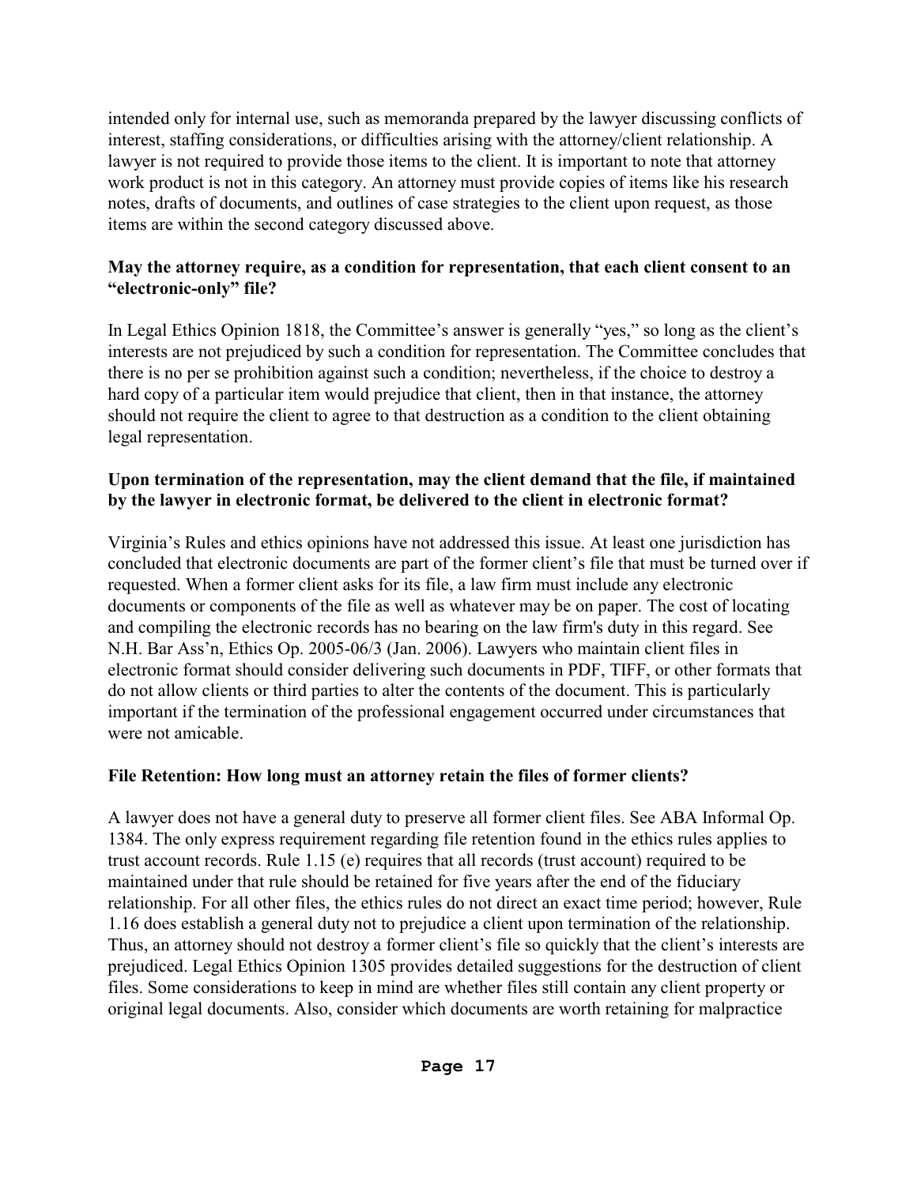intended only for internal use, such as memoranda prepared by the lawyer discussing conflicts of interest, staffing considerations, or difficulties arising with the attorney/client relationship. A lawyer is not required to provide those items to the client. It is important to note that attorney work product is not in this category. An attorney must provide copies of items like his research notes, drafts of documents, and outlines of case strategies to the client upon request, as those items are within the second category discussed above.

**May the attorney require, as a condition for representation, that each client consent to an "electronic-only" file?**

In Legal Ethics Opinion 1818, the Committee's answer is generally "yes," so long as the client's interests are not prejudiced by such a condition for representation. The Committee concludes that there is no per se prohibition against such a condition; nevertheless, if the choice to destroy a hard copy of a particular item would prejudice that client, then in that instance, the attorney should not require the client to agree to that destruction as a condition to the client obtaining legal representation.

**Upon termination of the representation, may the client demand that the file, if maintained by the lawyer in electronic format, be delivered to the client in electronic format?**

Virginia's Rules and ethics opinions have not addressed this issue. At least one jurisdiction has concluded that electronic documents are part of the former client's file that must be turned over if requested. When a former client asks for its file, a law firm must include any electronic documents or components of the file as well as whatever may be on paper. The cost of locating and compiling the electronic records has no bearing on the law firm's duty in this regard. See N.H. Bar Ass'n, Ethics Op. 2005-06/3 (Jan. 2006). Lawyers who maintain client files in electronic format should consider delivering such documents in PDF, TIFF, or other formats that do not allow clients or third parties to alter the contents of the document. This is particularly important if the termination of the professional engagement occurred under circumstances that were not amicable.

**File Retention: How long must an attorney retain the files of former clients?**

A lawyer does not have a general duty to preserve all former client files. See ABA Informal Op. 1384. The only express requirement regarding file retention found in the ethics rules applies to trust account records. Rule 1.15 (e) requires that all records (trust account) required to be maintained under that rule should be retained for five years after the end of the fiduciary relationship. For all other files, the ethics rules do not direct an exact time period; however, Rule 1.16 does establish a general duty not to prejudice a client upon termination of the relationship. Thus, an attorney should not destroy a former client's file so quickly that the client's interests are prejudiced. Legal Ethics Opinion 1305 provides detailed suggestions for the destruction of client files. Some considerations to keep in mind are whether files still contain any client property or original legal documents. Also, consider which documents are worth retaining for malpractice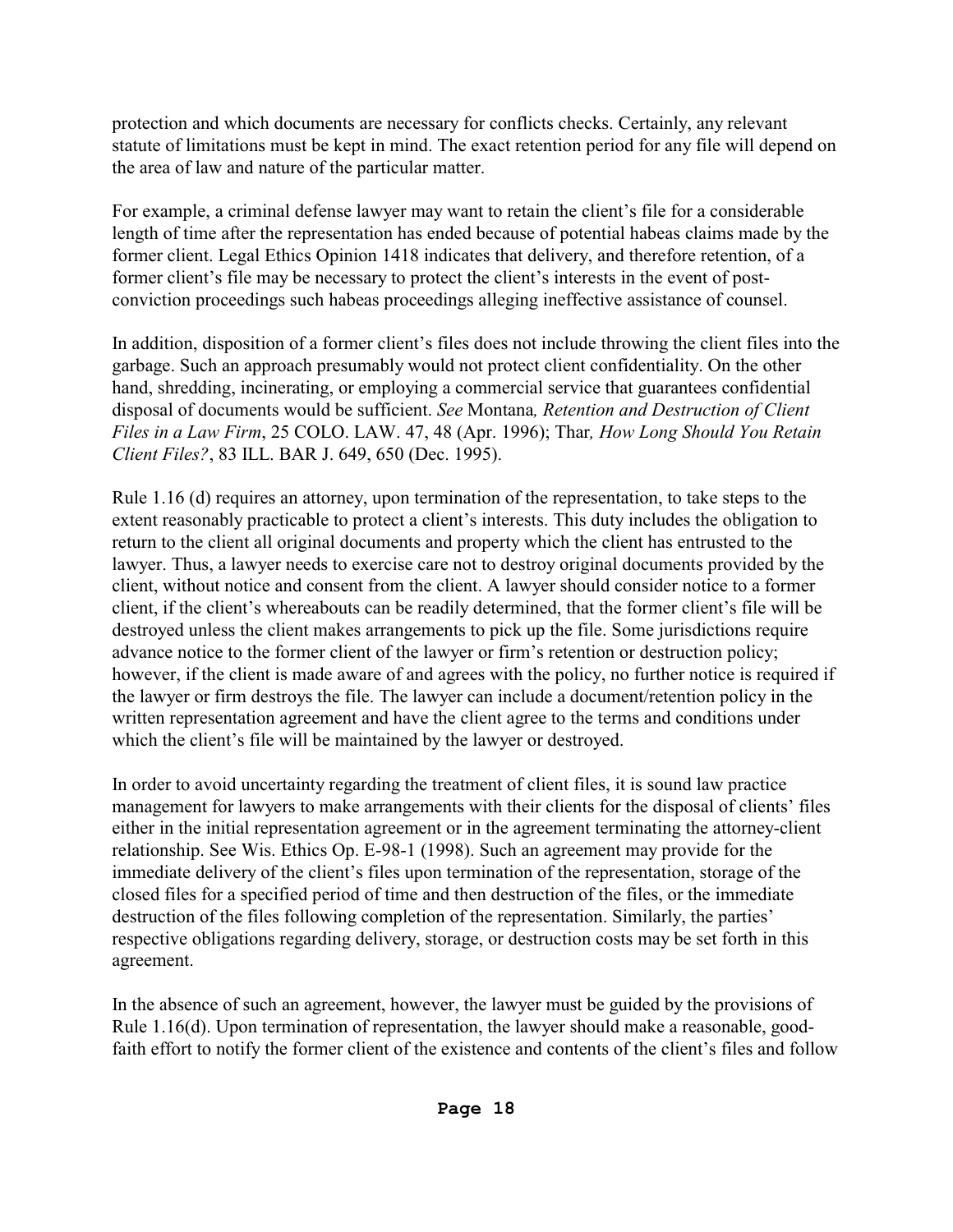protection and which documents are necessary for conflicts checks. Certainly, any relevant statute of limitations must be kept in mind. The exact retention period for any file will depend on the area of law and nature of the particular matter.

For example, a criminal defense lawyer may want to retain the client's file for a considerable length of time after the representation has ended because of potential habeas claims made by the former client. Legal Ethics Opinion 1418 indicates that delivery, and therefore retention, of a former client's file may be necessary to protect the client's interests in the event of post-conviction proceedings such habeas proceedings alleging ineffective assistance of counsel.

In addition, disposition of a former client's files does not include throwing the client files into the garbage. Such an approach presumably would not protect client confidentiality. On the other hand, shredding, incinerating, or employing a commercial service that guarantees confidential disposal of documents would be sufficient. *See* Montana*, Retention and Destruction of Client Files in a Law Firm*, 25 COLO. LAW. 47, 48 (Apr. 1996); Thar*, How Long Should You Retain Client Files?*, 83 ILL. BAR J. 649, 650 (Dec. 1995).

Rule 1.16 (d) requires an attorney, upon termination of the representation, to take steps to the extent reasonably practicable to protect a client's interests. This duty includes the obligation to return to the client all original documents and property which the client has entrusted to the lawyer. Thus, a lawyer needs to exercise care not to destroy original documents provided by the client, without notice and consent from the client. A lawyer should consider notice to a former client, if the client's whereabouts can be readily determined, that the former client's file will be destroyed unless the client makes arrangements to pick up the file. Some jurisdictions require advance notice to the former client of the lawyer or firm's retention or destruction policy; however, if the client is made aware of and agrees with the policy, no further notice is required if the lawyer or firm destroys the file. The lawyer can include a document/retention policy in the written representation agreement and have the client agree to the terms and conditions under which the client's file will be maintained by the lawyer or destroyed.

In order to avoid uncertainty regarding the treatment of client files, it is sound law practice management for lawyers to make arrangements with their clients for the disposal of clients' files either in the initial representation agreement or in the agreement terminating the attorney-client relationship. See Wis. Ethics Op. E-98-1 (1998). Such an agreement may provide for the immediate delivery of the client's files upon termination of the representation, storage of the closed files for a specified period of time and then destruction of the files, or the immediate destruction of the files following completion of the representation. Similarly, the parties' respective obligations regarding delivery, storage, or destruction costs may be set forth in this agreement.

In the absence of such an agreement, however, the lawyer must be guided by the provisions of Rule 1.16(d). Upon termination of representation, the lawyer should make a reasonable, good-faith effort to notify the former client of the existence and contents of the client's files and follow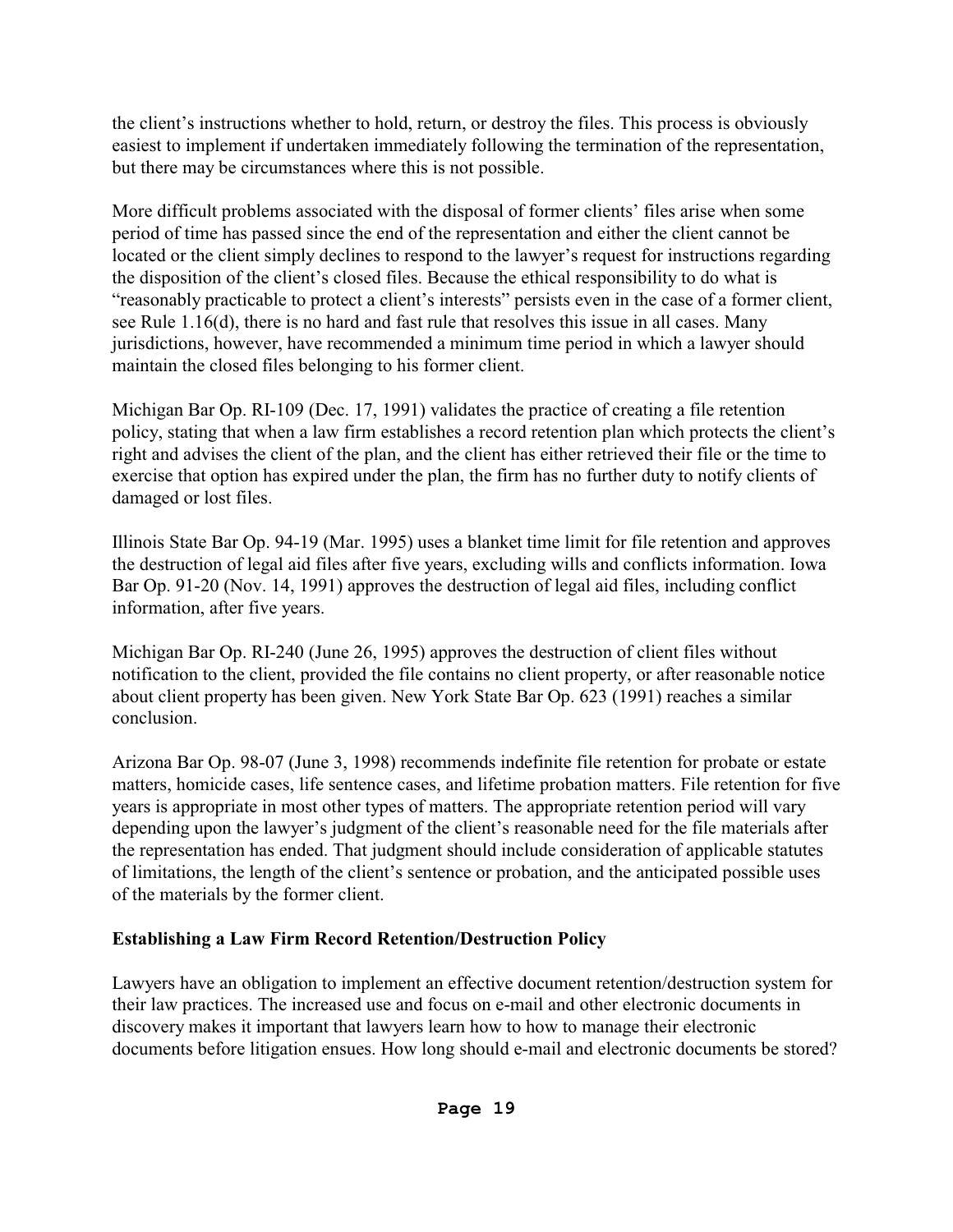the client's instructions whether to hold, return, or destroy the files. This process is obviously easiest to implement if undertaken immediately following the termination of the representation, but there may be circumstances where this is not possible.

More difficult problems associated with the disposal of former clients' files arise when some period of time has passed since the end of the representation and either the client cannot be located or the client simply declines to respond to the lawyer's request for instructions regarding the disposition of the client's closed files. Because the ethical responsibility to do what is "reasonably practicable to protect a client's interests" persists even in the case of a former client, see Rule 1.16(d), there is no hard and fast rule that resolves this issue in all cases. Many jurisdictions, however, have recommended a minimum time period in which a lawyer should maintain the closed files belonging to his former client.

Michigan Bar Op. RI-109 (Dec. 17, 1991) validates the practice of creating a file retention policy, stating that when a law firm establishes a record retention plan which protects the client's right and advises the client of the plan, and the client has either retrieved their file or the time to exercise that option has expired under the plan, the firm has no further duty to notify clients of damaged or lost files.

Illinois State Bar Op. 94-19 (Mar. 1995) uses a blanket time limit for file retention and approves the destruction of legal aid files after five years, excluding wills and conflicts information. Iowa Bar Op. 91-20 (Nov. 14, 1991) approves the destruction of legal aid files, including conflict information, after five years.

Michigan Bar Op. RI-240 (June 26, 1995) approves the destruction of client files without notification to the client, provided the file contains no client property, or after reasonable notice about client property has been given. New York State Bar Op. 623 (1991) reaches a similar conclusion.

Arizona Bar Op. 98-07 (June 3, 1998) recommends indefinite file retention for probate or estate matters, homicide cases, life sentence cases, and lifetime probation matters. File retention for five years is appropriate in most other types of matters. The appropriate retention period will vary depending upon the lawyer's judgment of the client's reasonable need for the file materials after the representation has ended. That judgment should include consideration of applicable statutes of limitations, the length of the client's sentence or probation, and the anticipated possible uses of the materials by the former client.

**Establishing a Law Firm Record Retention/Destruction Policy**

Lawyers have an obligation to implement an effective document retention/destruction system for their law practices. The increased use and focus on e-mail and other electronic documents in discovery makes it important that lawyers learn how to how to manage their electronic documents before litigation ensues. How long should e-mail and electronic documents be stored?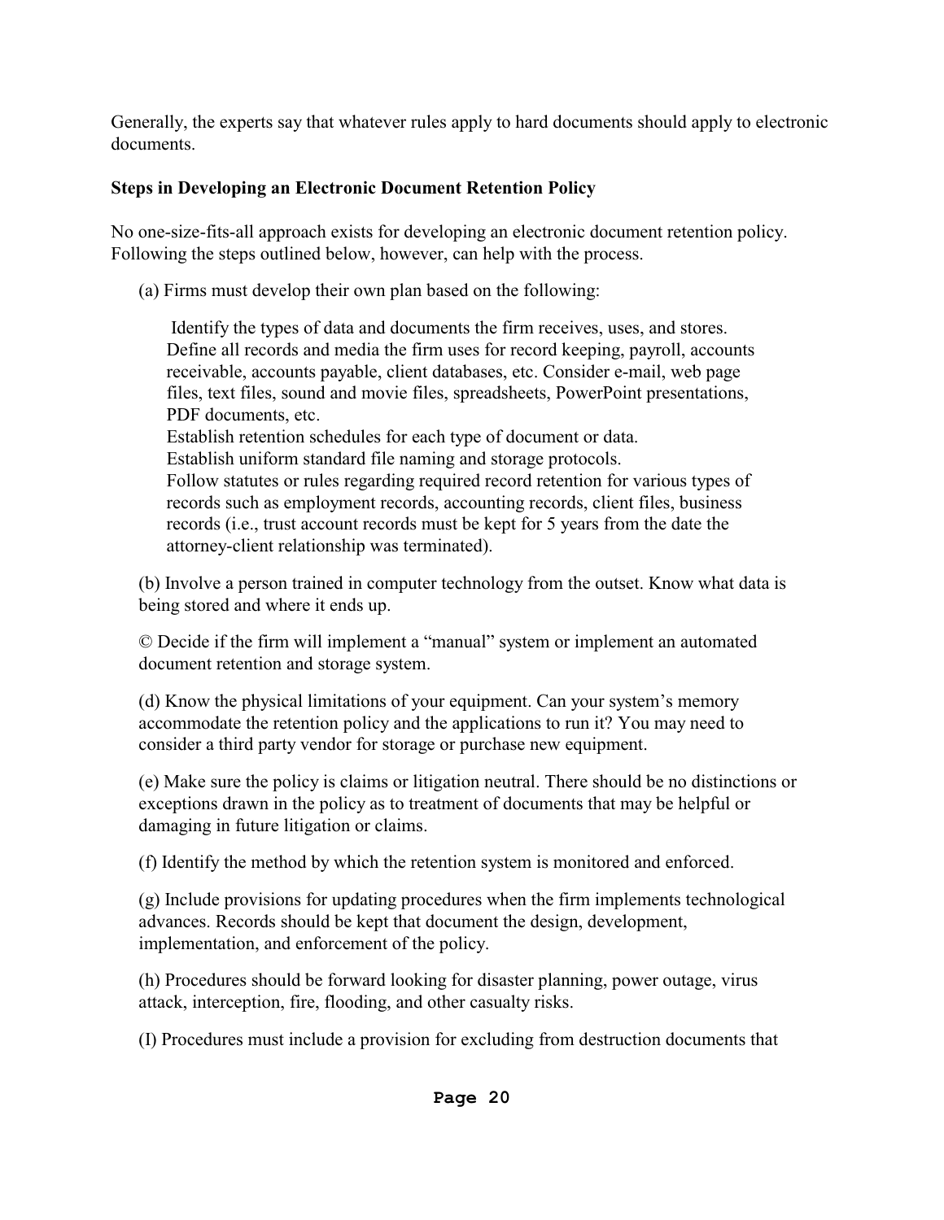Generally, the experts say that whatever rules apply to hard documents should apply to electronic documents.

**Steps in Developing an Electronic Document Retention Policy**

No one-size-fits-all approach exists for developing an electronic document retention policy. Following the steps outlined below, however, can help with the process.

(a) Firms must develop their own plan based on the following:

Identify the types of data and documents the firm receives, uses, and stores.
Define all records and media the firm uses for record keeping, payroll, accounts receivable, accounts payable, client databases, etc. Consider e-mail, web page files, text files, sound and movie files, spreadsheets, PowerPoint presentations, PDF documents, etc.
Establish retention schedules for each type of document or data.
Establish uniform standard file naming and storage protocols.
Follow statutes or rules regarding required record retention for various types of records such as employment records, accounting records, client files, business records (i.e., trust account records must be kept for 5 years from the date the attorney-client relationship was terminated).

(b) Involve a person trained in computer technology from the outset. Know what data is being stored and where it ends up.

© Decide if the firm will implement a "manual" system or implement an automated document retention and storage system.

(d) Know the physical limitations of your equipment. Can your system's memory accommodate the retention policy and the applications to run it? You may need to consider a third party vendor for storage or purchase new equipment.

(e) Make sure the policy is claims or litigation neutral. There should be no distinctions or exceptions drawn in the policy as to treatment of documents that may be helpful or damaging in future litigation or claims.

(f) Identify the method by which the retention system is monitored and enforced.

(g) Include provisions for updating procedures when the firm implements technological advances. Records should be kept that document the design, development, implementation, and enforcement of the policy.

(h) Procedures should be forward looking for disaster planning, power outage, virus attack, interception, fire, flooding, and other casualty risks.

(I) Procedures must include a provision for excluding from destruction documents that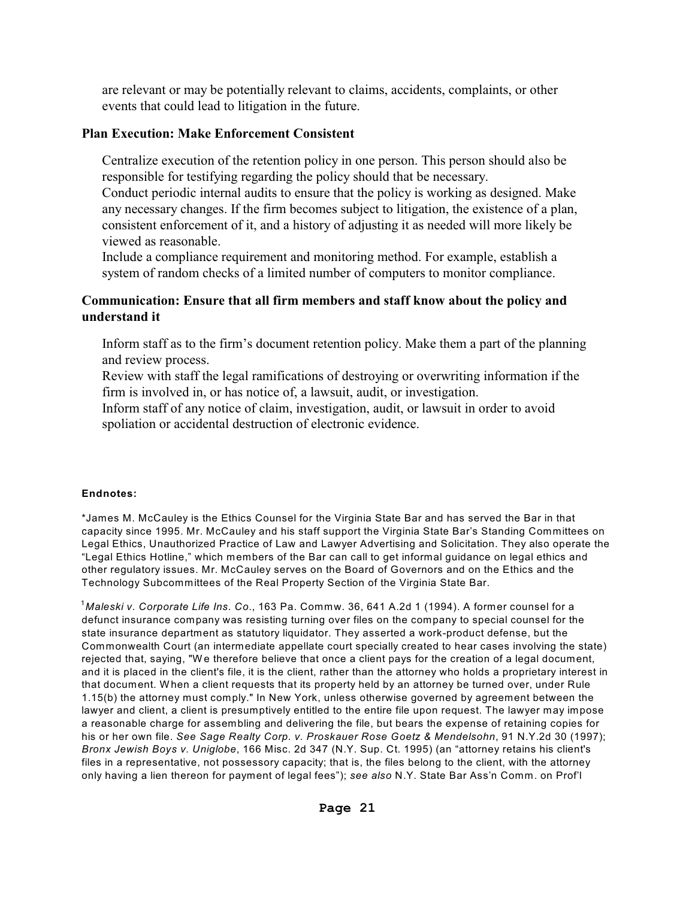are relevant or may be potentially relevant to claims, accidents, complaints, or other events that could lead to litigation in the future.

### Plan Execution: Make Enforcement Consistent

Centralize execution of the retention policy in one person. This person should also be responsible for testifying regarding the policy should that be necessary.

Conduct periodic internal audits to ensure that the policy is working as designed. Make any necessary changes. If the firm becomes subject to litigation, the existence of a plan, consistent enforcement of it, and a history of adjusting it as needed will more likely be viewed as reasonable.

Include a compliance requirement and monitoring method. For example, establish a system of random checks of a limited number of computers to monitor compliance.

### Communication: Ensure that all firm members and staff know about the policy and understand it

Inform staff as to the firm's document retention policy. Make them a part of the planning and review process.

Review with staff the legal ramifications of destroying or overwriting information if the firm is involved in, or has notice of, a lawsuit, audit, or investigation.

Inform staff of any notice of claim, investigation, audit, or lawsuit in order to avoid spoliation or accidental destruction of electronic evidence.

#### Endnotes:

*James M. McCauley is the Ethics Counsel for the Virginia State Bar and has served the Bar in that capacity since 1995. Mr. McCauley and his staff support the Virginia State Bar's Standing Committees on Legal Ethics, Unauthorized Practice of Law and Lawyer Advertising and Solicitation. They also operate the "Legal Ethics Hotline," which members of the Bar can call to get informal guidance on legal ethics and other regulatory issues. Mr. McCauley serves on the Board of Governors and on the Ethics and the Technology Subcommittees of the Real Property Section of the Virginia State Bar.

[1] *Maleski v. Corporate Life Ins. Co*., 163 Pa. Commw. 36, 641 A.2d 1 (1994). A former counsel for a defunct insurance company was resisting turning over files on the company to special counsel for the state insurance department as statutory liquidator. They asserted a work-product defense, but the Commonwealth Court (an intermediate appellate court specially created to hear cases involving the state) rejected that, saying, "We therefore believe that once a client pays for the creation of a legal document, and it is placed in the client's file, it is the client, rather than the attorney who holds a proprietary interest in that document. When a client requests that its property held by an attorney be turned over, under Rule 1.15(b) the attorney must comply." In New York, unless otherwise governed by agreement between the lawyer and client, a client is presumptively entitled to the entire file upon request. The lawyer may impose a reasonable charge for assembling and delivering the file, but bears the expense of retaining copies for his or her own file. *See Sage Realty Corp. v. Proskauer Rose Goetz & Mendelsohn*, 91 N.Y.2d 30 (1997); *Bronx Jewish Boys v. Uniglobe*, 166 Misc. 2d 347 (N.Y. Sup. Ct. 1995) (an "attorney retains his client's files in a representative, not possessory capacity; that is, the files belong to the client, with the attorney only having a lien thereon for payment of legal fees"); *see also* N.Y. State Bar Ass'n Comm. on Prof'l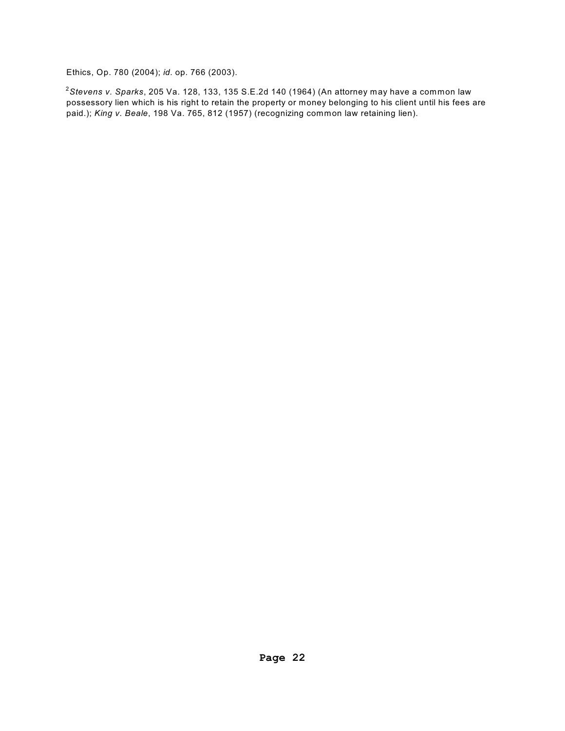Ethics, Op. 780 (2004); *id.* op. 766 (2003).

[2]*Stevens v. Sparks*, 205 Va. 128, 133, 135 S.E.2d 140 (1964) (An attorney may have a common law possessory lien which is his right to retain the property or money belonging to his client until his fees are paid.); *King v. Beale*, 198 Va. 765, 812 (1957) (recognizing common law retaining lien).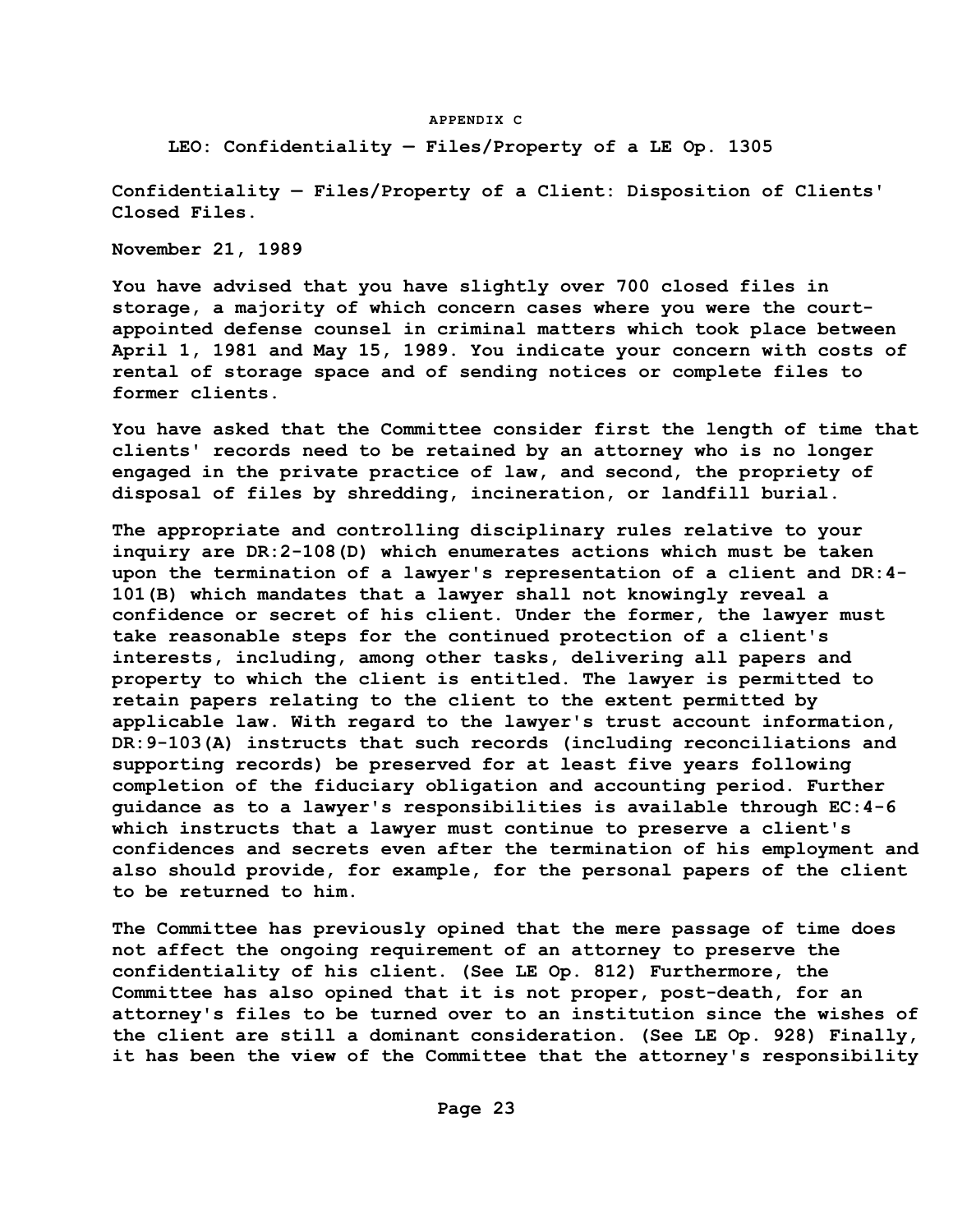APPENDIX C

LEO: Confidentiality — Files/Property of a LE Op. 1305

**Confidentiality — Files/Property of a Client: Disposition of Clients' Closed Files.**

**November 21, 1989**

You have advised that you have slightly over 700 closed files in storage, a majority of which concern cases where you were the court-appointed defense counsel in criminal matters which took place between April 1, 1981 and May 15, 1989. You indicate your concern with costs of rental of storage space and of sending notices or complete files to former clients.

You have asked that the Committee consider first the length of time that clients' records need to be retained by an attorney who is no longer engaged in the private practice of law, and second, the propriety of disposal of files by shredding, incineration, or landfill burial.

The appropriate and controlling disciplinary rules relative to your inquiry are DR:2-108(D) which enumerates actions which must be taken upon the termination of a lawyer's representation of a client and DR:4-101(B) which mandates that a lawyer shall not knowingly reveal a confidence or secret of his client. Under the former, the lawyer must take reasonable steps for the continued protection of a client's interests, including, among other tasks, delivering all papers and property to which the client is entitled. The lawyer is permitted to retain papers relating to the client to the extent permitted by applicable law. With regard to the lawyer's trust account information, DR:9-103(A) instructs that such records (including reconciliations and supporting records) be preserved for at least five years following completion of the fiduciary obligation and accounting period. Further guidance as to a lawyer's responsibilities is available through EC:4-6 which instructs that a lawyer must continue to preserve a client's confidences and secrets even after the termination of his employment and also should provide, for example, for the personal papers of the client to be returned to him.

The Committee has previously opined that the mere passage of time does not affect the ongoing requirement of an attorney to preserve the confidentiality of his client. (See LE Op. 812) Furthermore, the Committee has also opined that it is not proper, post-death, for an attorney's files to be turned over to an institution since the wishes of the client are still a dominant consideration. (See LE Op. 928) Finally, it has been the view of the Committee that the attorney's responsibility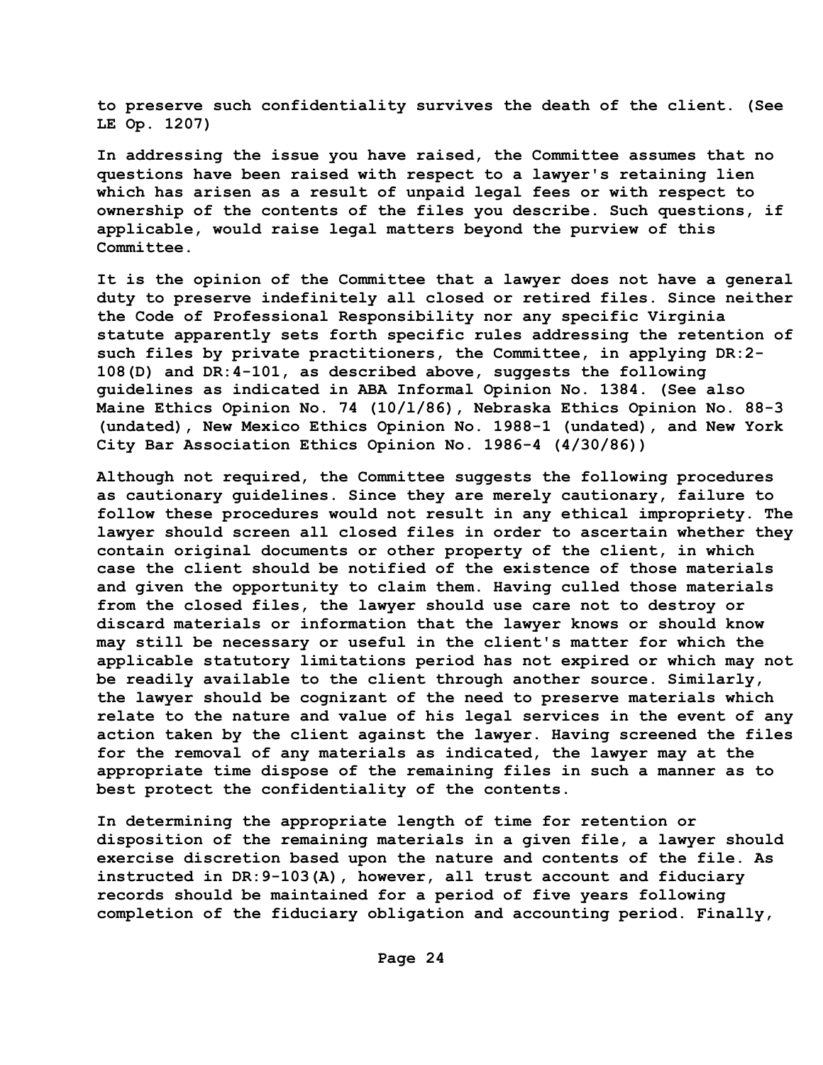to preserve such confidentiality survives the death of the client. (See LE Op. 1207)

In addressing the issue you have raised, the Committee assumes that no questions have been raised with respect to a lawyer's retaining lien which has arisen as a result of unpaid legal fees or with respect to ownership of the contents of the files you describe. Such questions, if applicable, would raise legal matters beyond the purview of this Committee.

It is the opinion of the Committee that a lawyer does not have a general duty to preserve indefinitely all closed or retired files. Since neither the Code of Professional Responsibility nor any specific Virginia statute apparently sets forth specific rules addressing the retention of such files by private practitioners, the Committee, in applying DR:2-108(D) and DR:4-101, as described above, suggests the following guidelines as indicated in ABA Informal Opinion No. 1384. (See also Maine Ethics Opinion No. 74 (10/1/86), Nebraska Ethics Opinion No. 88-3 (undated), New Mexico Ethics Opinion No. 1988-1 (undated), and New York City Bar Association Ethics Opinion No. 1986-4 (4/30/86))

Although not required, the Committee suggests the following procedures as cautionary guidelines. Since they are merely cautionary, failure to follow these procedures would not result in any ethical impropriety. The lawyer should screen all closed files in order to ascertain whether they contain original documents or other property of the client, in which case the client should be notified of the existence of those materials and given the opportunity to claim them. Having culled those materials from the closed files, the lawyer should use care not to destroy or discard materials or information that the lawyer knows or should know may still be necessary or useful in the client's matter for which the applicable statutory limitations period has not expired or which may not be readily available to the client through another source. Similarly, the lawyer should be cognizant of the need to preserve materials which relate to the nature and value of his legal services in the event of any action taken by the client against the lawyer. Having screened the files for the removal of any materials as indicated, the lawyer may at the appropriate time dispose of the remaining files in such a manner as to best protect the confidentiality of the contents.

In determining the appropriate length of time for retention or disposition of the remaining materials in a given file, a lawyer should exercise discretion based upon the nature and contents of the file. As instructed in DR:9-103(A), however, all trust account and fiduciary records should be maintained for a period of five years following completion of the fiduciary obligation and accounting period. Finally,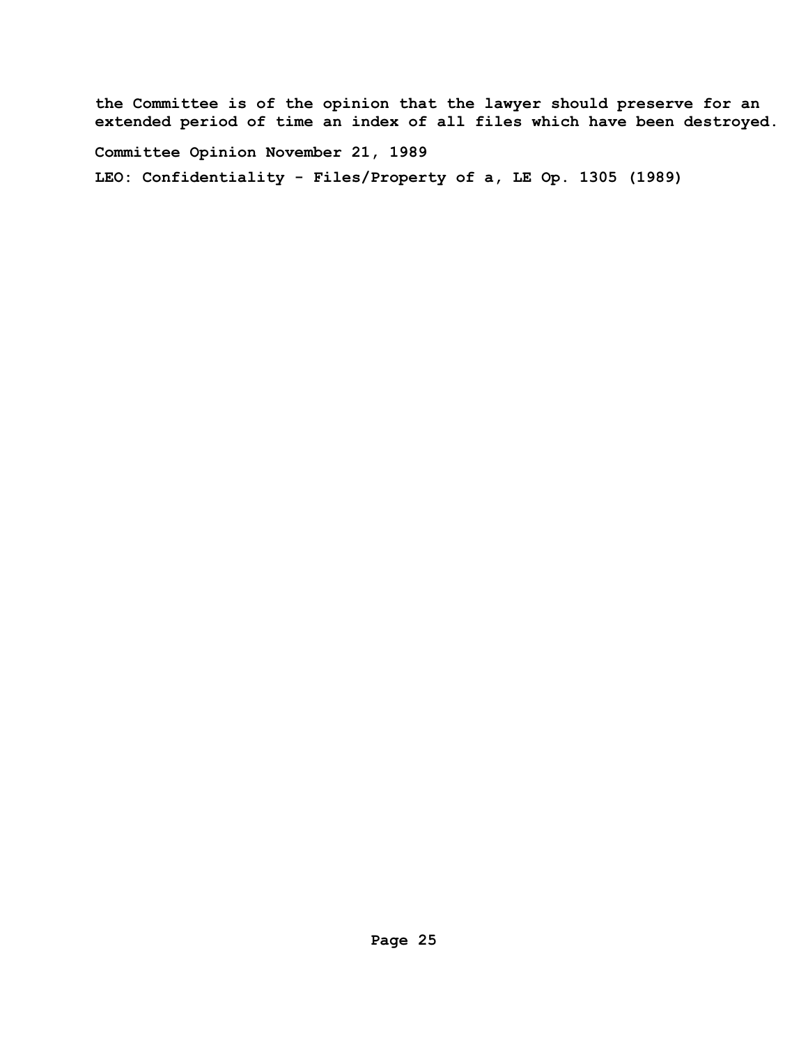**the Committee is of the opinion that the lawyer should preserve for an extended period of time an index of all files which have been destroyed.**

**Committee Opinion November 21, 1989**

**LEO: Confidentiality - Files/Property of a, LE Op. 1305 (1989)**